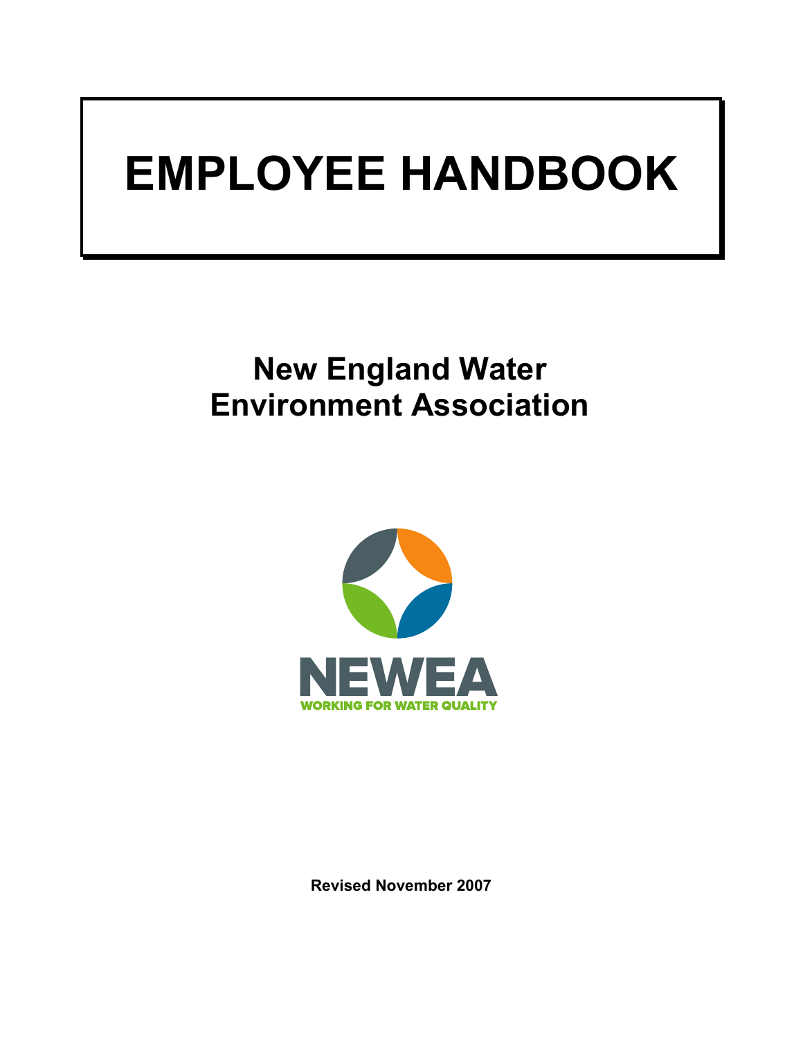# EMPLOYEE HANDBOOK

## New England Water Environment Association

NEWEA

WORKING FOR WATER QUALITY

**Revised November 2007**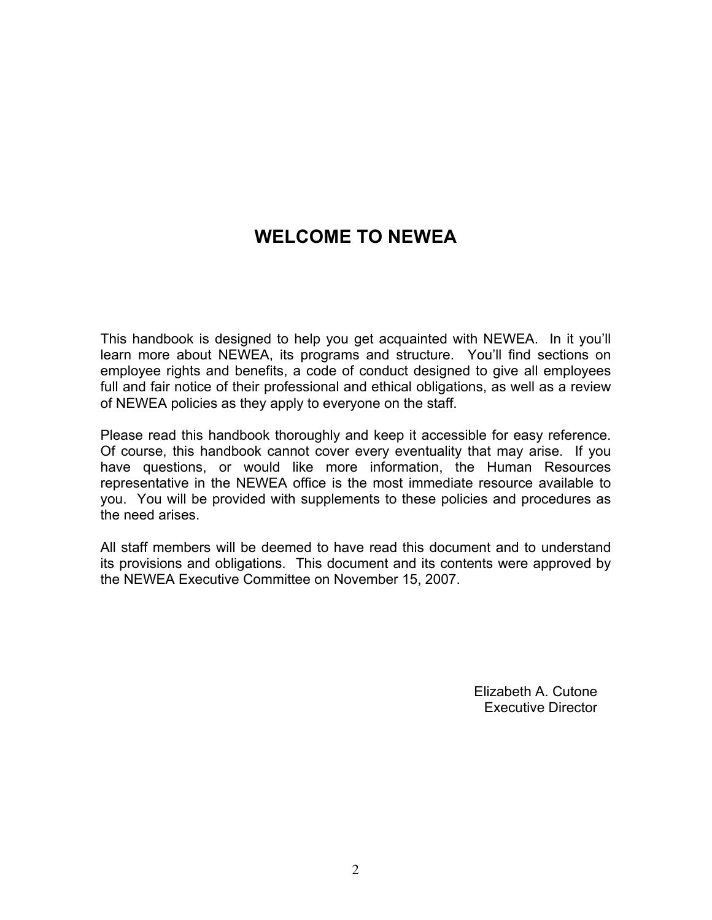# WELCOME TO NEWEA

This handbook is designed to help you get acquainted with NEWEA. In it you'll learn more about NEWEA, its programs and structure. You'll find sections on employee rights and benefits, a code of conduct designed to give all employees full and fair notice of their professional and ethical obligations, as well as a review of NEWEA policies as they apply to everyone on the staff.

Please read this handbook thoroughly and keep it accessible for easy reference. Of course, this handbook cannot cover every eventuality that may arise. If you have questions, or would like more information, the Human Resources representative in the NEWEA office is the most immediate resource available to you. You will be provided with supplements to these policies and procedures as the need arises.

All staff members will be deemed to have read this document and to understand its provisions and obligations. This document and its contents were approved by the NEWEA Executive Committee on November 15, 2007.

Elizabeth A. Cutone
Executive Director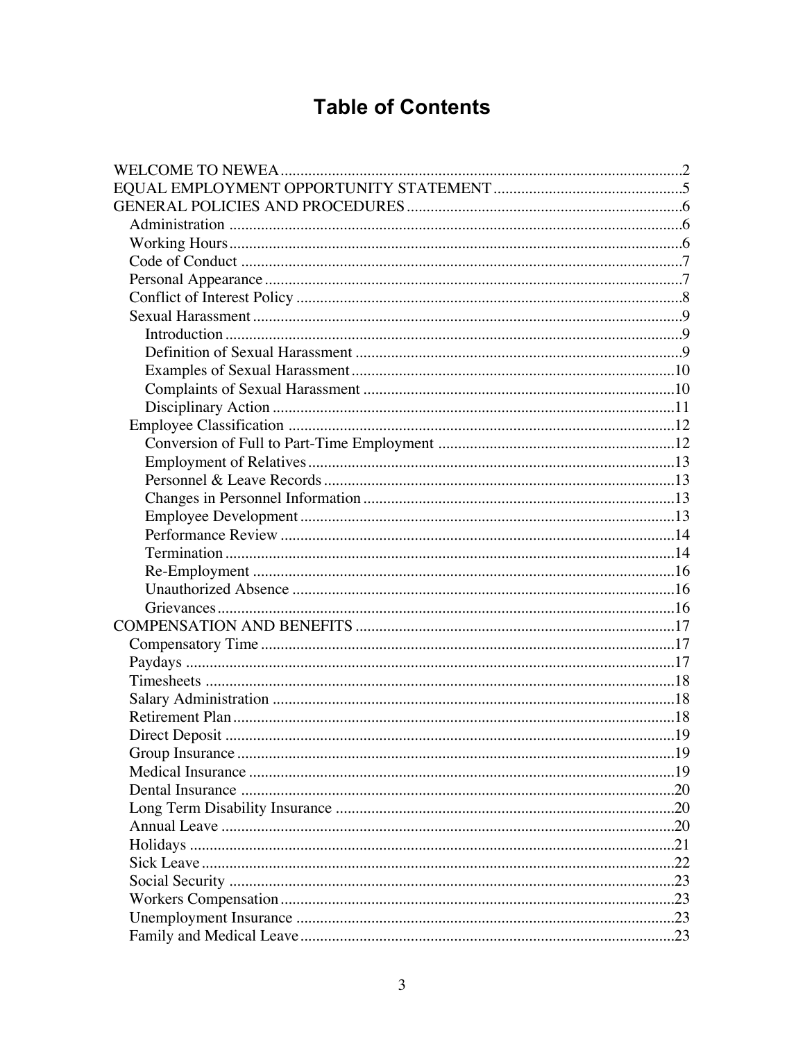# Table of Contents

- WELCOME TO NEWEA .......... 2
- EQUAL EMPLOYMENT OPPORTUNITY STATEMENT .......... 5
- GENERAL POLICIES AND PROCEDURES .......... 6
  - Administration .......... 6
  - Working Hours .......... 6
  - Code of Conduct .......... 7
  - Personal Appearance .......... 7
  - Conflict of Interest Policy .......... 8
  - Sexual Harassment .......... 9
    - Introduction .......... 9
    - Definition of Sexual Harassment .......... 9
    - Examples of Sexual Harassment .......... 10
    - Complaints of Sexual Harassment .......... 10
    - Disciplinary Action .......... 11
  - Employee Classification .......... 12
    - Conversion of Full to Part-Time Employment .......... 12
    - Employment of Relatives .......... 13
    - Personnel & Leave Records .......... 13
    - Changes in Personnel Information .......... 13
    - Employee Development .......... 13
    - Performance Review .......... 14
    - Termination .......... 14
    - Re-Employment .......... 16
    - Unauthorized Absence .......... 16
    - Grievances .......... 16
- COMPENSATION AND BENEFITS .......... 17
  - Compensatory Time .......... 17
  - Paydays .......... 17
  - Timesheets .......... 18
  - Salary Administration .......... 18
  - Retirement Plan .......... 18
  - Direct Deposit .......... 19
  - Group Insurance .......... 19
  - Medical Insurance .......... 19
  - Dental Insurance .......... 20
  - Long Term Disability Insurance .......... 20
  - Annual Leave .......... 20
  - Holidays .......... 21
  - Sick Leave .......... 22
  - Social Security .......... 23
  - Workers Compensation .......... 23
  - Unemployment Insurance .......... 23
  - Family and Medical Leave .......... 23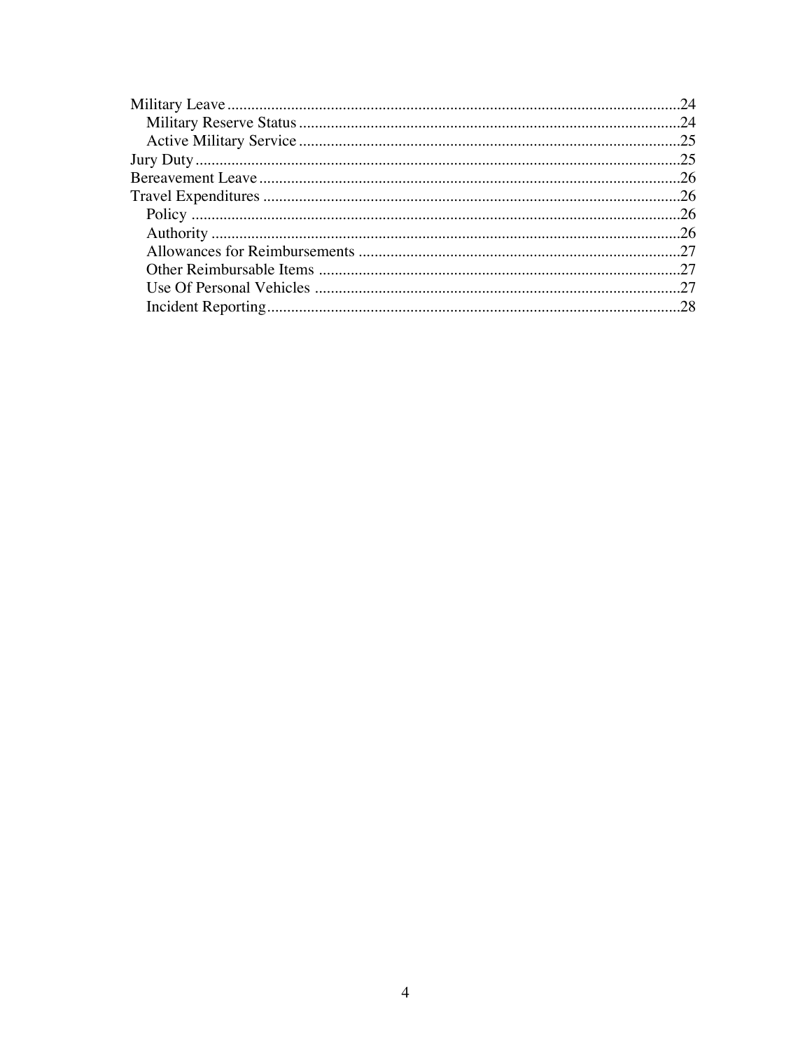- Military Leave ..........24
  - Military Reserve Status ..........24
  - Active Military Service ..........25
- Jury Duty ..........25
- Bereavement Leave ..........26
- Travel Expenditures ..........26
  - Policy ..........26
  - Authority ..........26
  - Allowances for Reimbursements ..........27
  - Other Reimbursable Items ..........27
  - Use Of Personal Vehicles ..........27
  - Incident Reporting ..........28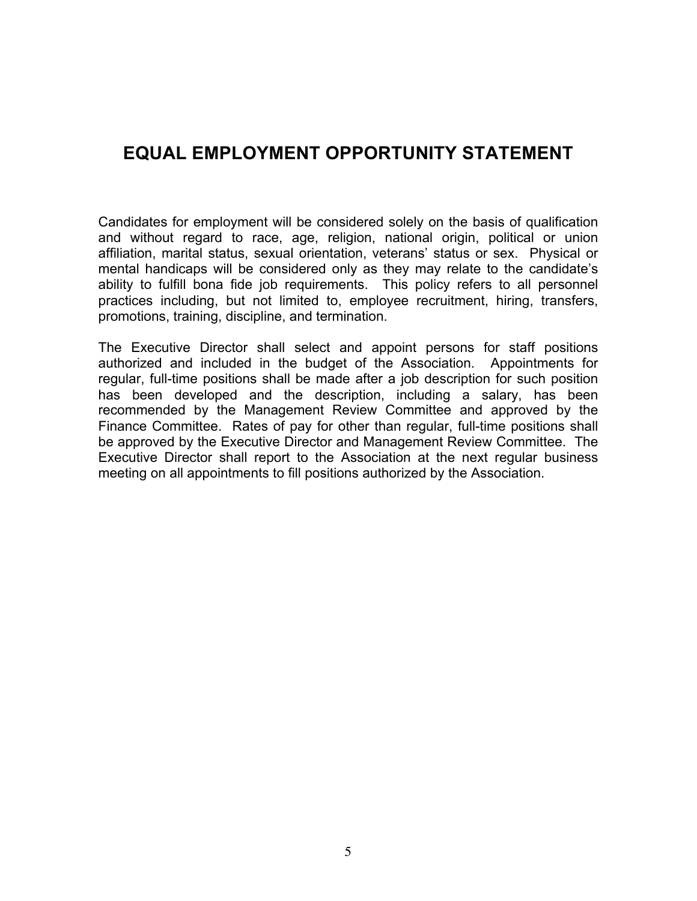# EQUAL EMPLOYMENT OPPORTUNITY STATEMENT

Candidates for employment will be considered solely on the basis of qualification and without regard to race, age, religion, national origin, political or union affiliation, marital status, sexual orientation, veterans' status or sex. Physical or mental handicaps will be considered only as they may relate to the candidate's ability to fulfill bona fide job requirements. This policy refers to all personnel practices including, but not limited to, employee recruitment, hiring, transfers, promotions, training, discipline, and termination.

The Executive Director shall select and appoint persons for staff positions authorized and included in the budget of the Association. Appointments for regular, full-time positions shall be made after a job description for such position has been developed and the description, including a salary, has been recommended by the Management Review Committee and approved by the Finance Committee. Rates of pay for other than regular, full-time positions shall be approved by the Executive Director and Management Review Committee. The Executive Director shall report to the Association at the next regular business meeting on all appointments to fill positions authorized by the Association.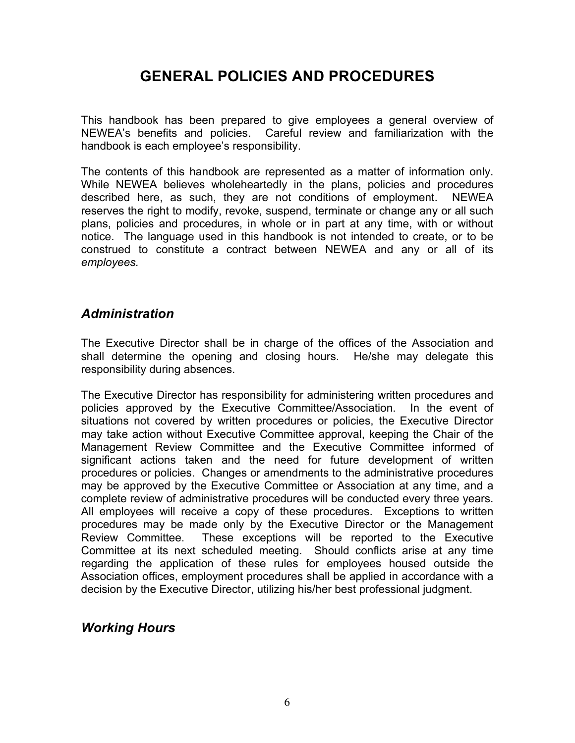# GENERAL POLICIES AND PROCEDURES

This handbook has been prepared to give employees a general overview of NEWEA's benefits and policies. Careful review and familiarization with the handbook is each employee's responsibility.

The contents of this handbook are represented as a matter of information only. While NEWEA believes wholeheartedly in the plans, policies and procedures described here, as such, they are not conditions of employment. NEWEA reserves the right to modify, revoke, suspend, terminate or change any or all such plans, policies and procedures, in whole or in part at any time, with or without notice. The language used in this handbook is not intended to create, or to be construed to constitute a contract between NEWEA and any or all of its *employees.*

## *Administration*

The Executive Director shall be in charge of the offices of the Association and shall determine the opening and closing hours. He/she may delegate this responsibility during absences.

The Executive Director has responsibility for administering written procedures and policies approved by the Executive Committee/Association. In the event of situations not covered by written procedures or policies, the Executive Director may take action without Executive Committee approval, keeping the Chair of the Management Review Committee and the Executive Committee informed of significant actions taken and the need for future development of written procedures or policies. Changes or amendments to the administrative procedures may be approved by the Executive Committee or Association at any time, and a complete review of administrative procedures will be conducted every three years. All employees will receive a copy of these procedures. Exceptions to written procedures may be made only by the Executive Director or the Management Review Committee. These exceptions will be reported to the Executive Committee at its next scheduled meeting. Should conflicts arise at any time regarding the application of these rules for employees housed outside the Association offices, employment procedures shall be applied in accordance with a decision by the Executive Director, utilizing his/her best professional judgment.

## *Working Hours*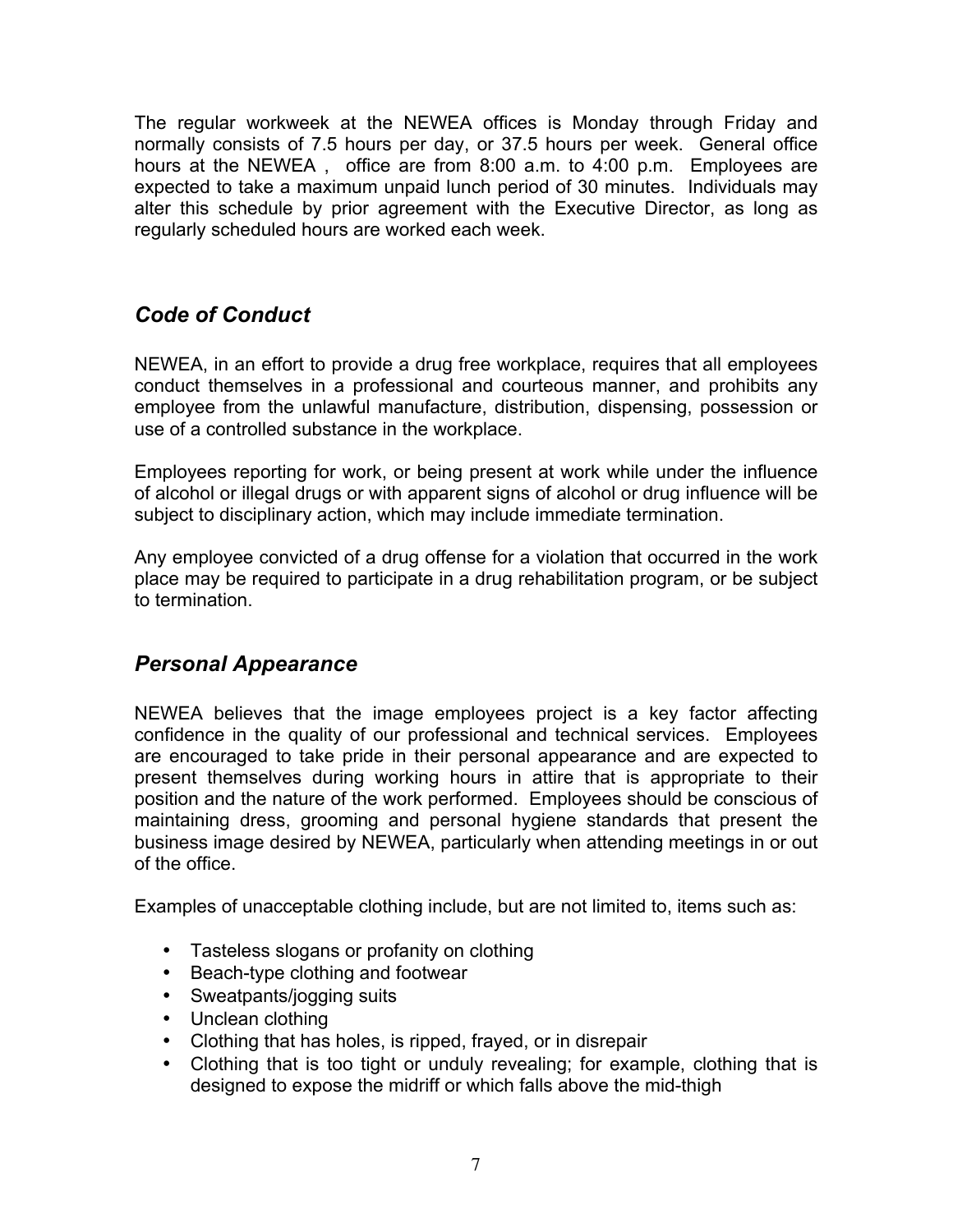The regular workweek at the NEWEA offices is Monday through Friday and normally consists of 7.5 hours per day, or 37.5 hours per week. General office hours at the NEWEA , office are from 8:00 a.m. to 4:00 p.m. Employees are expected to take a maximum unpaid lunch period of 30 minutes. Individuals may alter this schedule by prior agreement with the Executive Director, as long as regularly scheduled hours are worked each week.

## *Code of Conduct*

NEWEA, in an effort to provide a drug free workplace, requires that all employees conduct themselves in a professional and courteous manner, and prohibits any employee from the unlawful manufacture, distribution, dispensing, possession or use of a controlled substance in the workplace.

Employees reporting for work, or being present at work while under the influence of alcohol or illegal drugs or with apparent signs of alcohol or drug influence will be subject to disciplinary action, which may include immediate termination.

Any employee convicted of a drug offense for a violation that occurred in the work place may be required to participate in a drug rehabilitation program, or be subject to termination.

## *Personal Appearance*

NEWEA believes that the image employees project is a key factor affecting confidence in the quality of our professional and technical services. Employees are encouraged to take pride in their personal appearance and are expected to present themselves during working hours in attire that is appropriate to their position and the nature of the work performed. Employees should be conscious of maintaining dress, grooming and personal hygiene standards that present the business image desired by NEWEA, particularly when attending meetings in or out of the office.

Examples of unacceptable clothing include, but are not limited to, items such as:

- Tasteless slogans or profanity on clothing
- Beach-type clothing and footwear
- Sweatpants/jogging suits
- Unclean clothing
- Clothing that has holes, is ripped, frayed, or in disrepair
- Clothing that is too tight or unduly revealing; for example, clothing that is designed to expose the midriff or which falls above the mid-thigh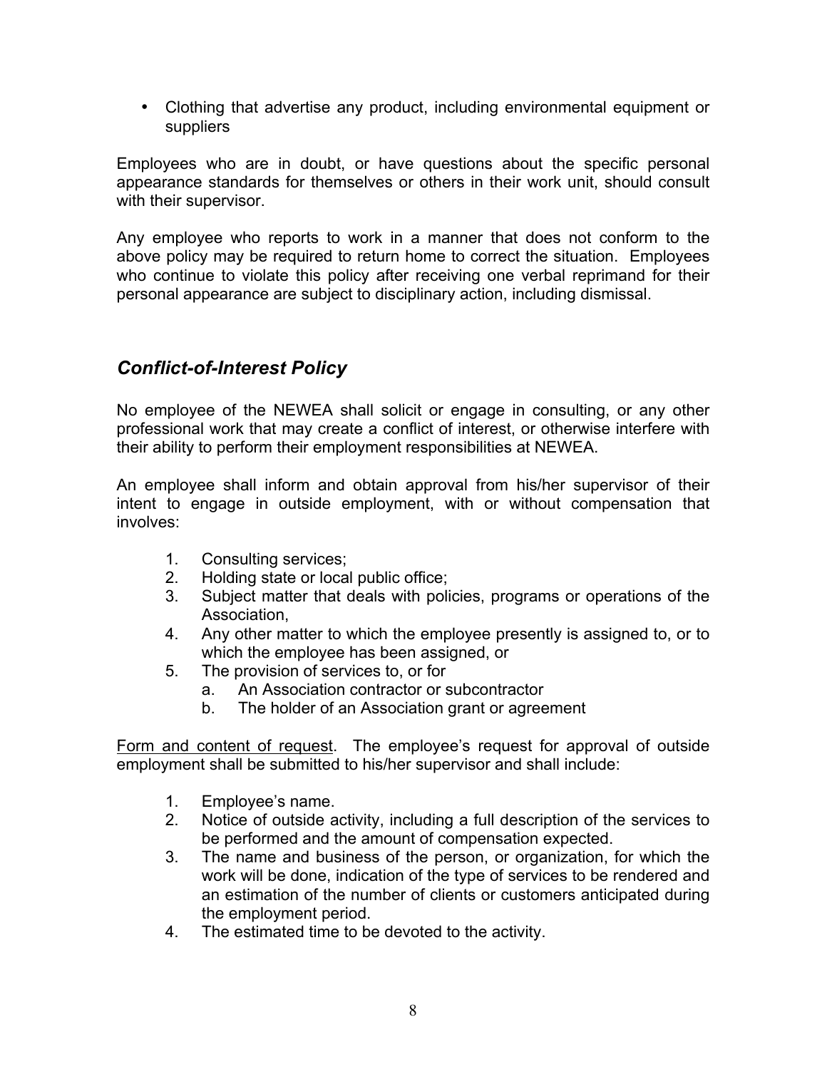- Clothing that advertise any product, including environmental equipment or suppliers

Employees who are in doubt, or have questions about the specific personal appearance standards for themselves or others in their work unit, should consult with their supervisor.

Any employee who reports to work in a manner that does not conform to the above policy may be required to return home to correct the situation. Employees who continue to violate this policy after receiving one verbal reprimand for their personal appearance are subject to disciplinary action, including dismissal.

## *Conflict-of-Interest Policy*

No employee of the NEWEA shall solicit or engage in consulting, or any other professional work that may create a conflict of interest, or otherwise interfere with their ability to perform their employment responsibilities at NEWEA.

An employee shall inform and obtain approval from his/her supervisor of their intent to engage in outside employment, with or without compensation that involves:

1. Consulting services;
2. Holding state or local public office;
3. Subject matter that deals with policies, programs or operations of the Association,
4. Any other matter to which the employee presently is assigned to, or to which the employee has been assigned, or
5. The provision of services to, or for
   a. An Association contractor or subcontractor
   b. The holder of an Association grant or agreement

<u>Form and content of request</u>. The employee's request for approval of outside employment shall be submitted to his/her supervisor and shall include:

1. Employee's name.
2. Notice of outside activity, including a full description of the services to be performed and the amount of compensation expected.
3. The name and business of the person, or organization, for which the work will be done, indication of the type of services to be rendered and an estimation of the number of clients or customers anticipated during the employment period.
4. The estimated time to be devoted to the activity.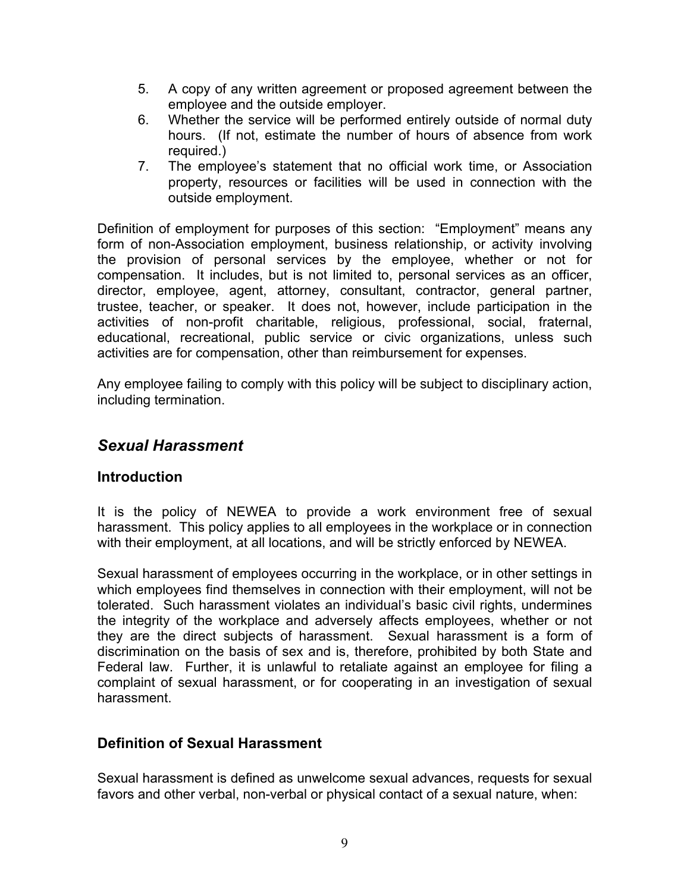5. A copy of any written agreement or proposed agreement between the employee and the outside employer.
6. Whether the service will be performed entirely outside of normal duty hours. (If not, estimate the number of hours of absence from work required.)
7. The employee's statement that no official work time, or Association property, resources or facilities will be used in connection with the outside employment.

Definition of employment for purposes of this section: "Employment" means any form of non-Association employment, business relationship, or activity involving the provision of personal services by the employee, whether or not for compensation. It includes, but is not limited to, personal services as an officer, director, employee, agent, attorney, consultant, contractor, general partner, trustee, teacher, or speaker. It does not, however, include participation in the activities of non-profit charitable, religious, professional, social, fraternal, educational, recreational, public service or civic organizations, unless such activities are for compensation, other than reimbursement for expenses.

Any employee failing to comply with this policy will be subject to disciplinary action, including termination.

## *Sexual Harassment*

### Introduction

It is the policy of NEWEA to provide a work environment free of sexual harassment. This policy applies to all employees in the workplace or in connection with their employment, at all locations, and will be strictly enforced by NEWEA.

Sexual harassment of employees occurring in the workplace, or in other settings in which employees find themselves in connection with their employment, will not be tolerated. Such harassment violates an individual's basic civil rights, undermines the integrity of the workplace and adversely affects employees, whether or not they are the direct subjects of harassment. Sexual harassment is a form of discrimination on the basis of sex and is, therefore, prohibited by both State and Federal law. Further, it is unlawful to retaliate against an employee for filing a complaint of sexual harassment, or for cooperating in an investigation of sexual harassment.

### Definition of Sexual Harassment

Sexual harassment is defined as unwelcome sexual advances, requests for sexual favors and other verbal, non-verbal or physical contact of a sexual nature, when: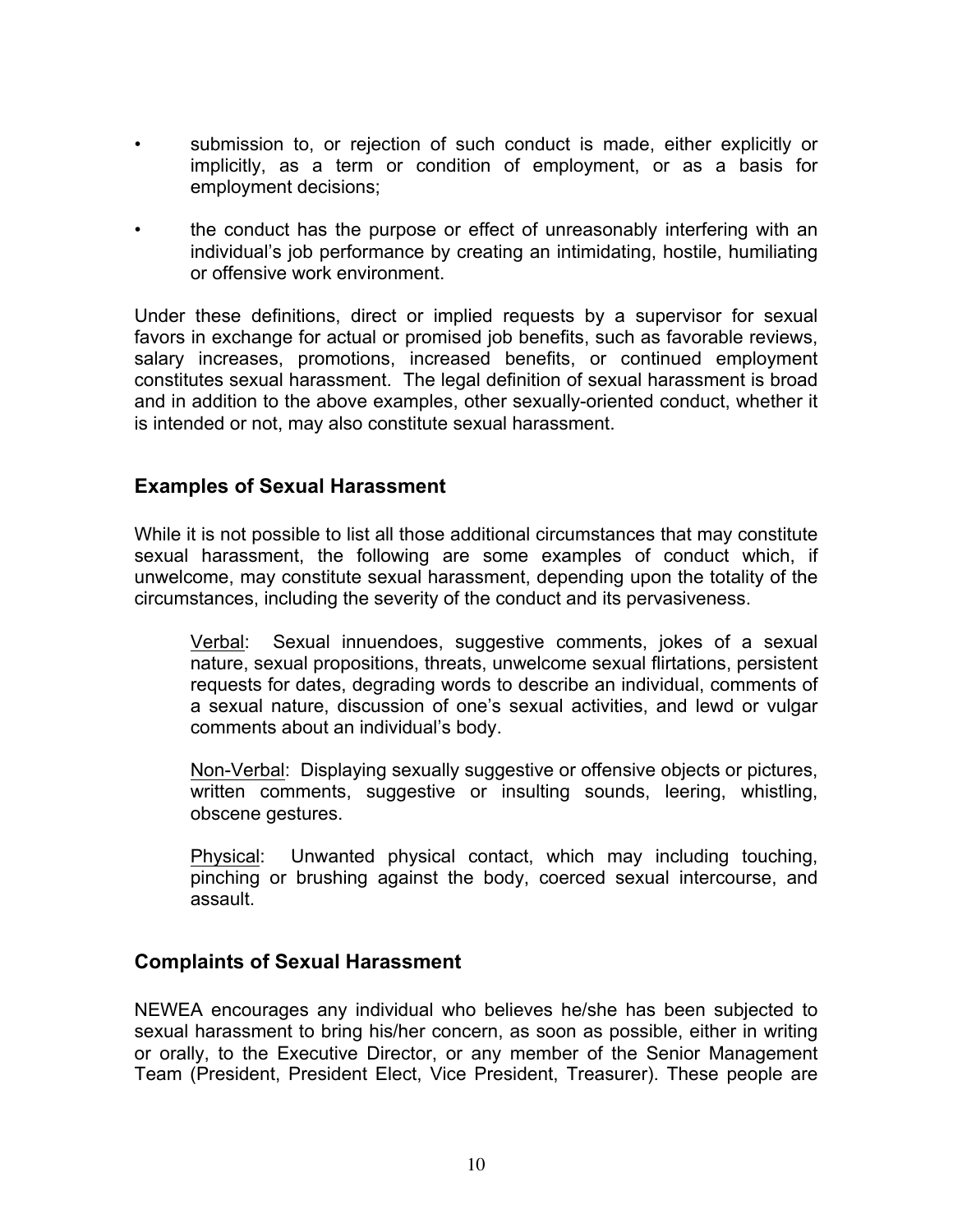- submission to, or rejection of such conduct is made, either explicitly or implicitly, as a term or condition of employment, or as a basis for employment decisions;
- the conduct has the purpose or effect of unreasonably interfering with an individual's job performance by creating an intimidating, hostile, humiliating or offensive work environment.

Under these definitions, direct or implied requests by a supervisor for sexual favors in exchange for actual or promised job benefits, such as favorable reviews, salary increases, promotions, increased benefits, or continued employment constitutes sexual harassment. The legal definition of sexual harassment is broad and in addition to the above examples, other sexually-oriented conduct, whether it is intended or not, may also constitute sexual harassment.

## Examples of Sexual Harassment

While it is not possible to list all those additional circumstances that may constitute sexual harassment, the following are some examples of conduct which, if unwelcome, may constitute sexual harassment, depending upon the totality of the circumstances, including the severity of the conduct and its pervasiveness.

> Verbal: Sexual innuendoes, suggestive comments, jokes of a sexual nature, sexual propositions, threats, unwelcome sexual flirtations, persistent requests for dates, degrading words to describe an individual, comments of a sexual nature, discussion of one's sexual activities, and lewd or vulgar comments about an individual's body.
>
> Non-Verbal: Displaying sexually suggestive or offensive objects or pictures, written comments, suggestive or insulting sounds, leering, whistling, obscene gestures.
>
> Physical: Unwanted physical contact, which may including touching, pinching or brushing against the body, coerced sexual intercourse, and assault.

## Complaints of Sexual Harassment

NEWEA encourages any individual who believes he/she has been subjected to sexual harassment to bring his/her concern, as soon as possible, either in writing or orally, to the Executive Director, or any member of the Senior Management Team (President, President Elect, Vice President, Treasurer). These people are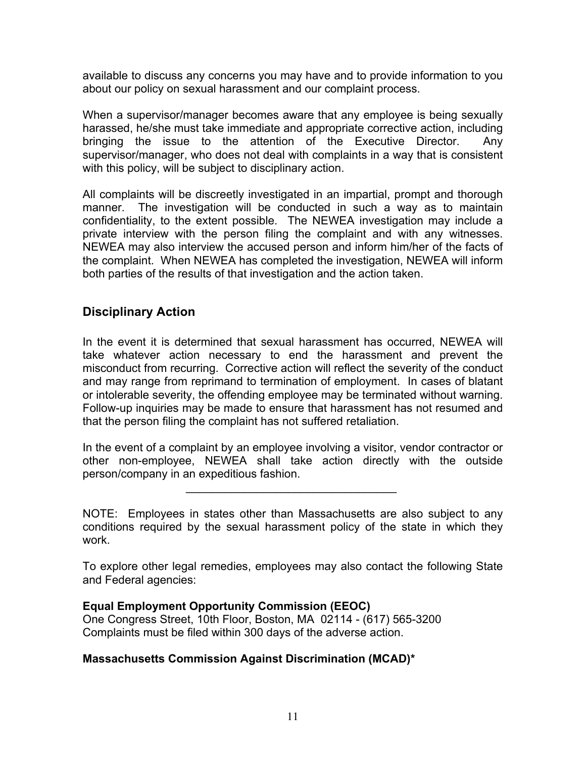available to discuss any concerns you may have and to provide information to you about our policy on sexual harassment and our complaint process.

When a supervisor/manager becomes aware that any employee is being sexually harassed, he/she must take immediate and appropriate corrective action, including bringing the issue to the attention of the Executive Director. Any supervisor/manager, who does not deal with complaints in a way that is consistent with this policy, will be subject to disciplinary action.

All complaints will be discreetly investigated in an impartial, prompt and thorough manner. The investigation will be conducted in such a way as to maintain confidentiality, to the extent possible. The NEWEA investigation may include a private interview with the person filing the complaint and with any witnesses. NEWEA may also interview the accused person and inform him/her of the facts of the complaint. When NEWEA has completed the investigation, NEWEA will inform both parties of the results of that investigation and the action taken.

## Disciplinary Action

In the event it is determined that sexual harassment has occurred, NEWEA will take whatever action necessary to end the harassment and prevent the misconduct from recurring. Corrective action will reflect the severity of the conduct and may range from reprimand to termination of employment. In cases of blatant or intolerable severity, the offending employee may be terminated without warning. Follow-up inquiries may be made to ensure that harassment has not resumed and that the person filing the complaint has not suffered retaliation.

In the event of a complaint by an employee involving a visitor, vendor contractor or other non-employee, NEWEA shall take action directly with the outside person/company in an expeditious fashion.

---

NOTE: Employees in states other than Massachusetts are also subject to any conditions required by the sexual harassment policy of the state in which they work.

To explore other legal remedies, employees may also contact the following State and Federal agencies:

**Equal Employment Opportunity Commission (EEOC)**
One Congress Street, 10th Floor, Boston, MA 02114 - (617) 565-3200
Complaints must be filed within 300 days of the adverse action.

**Massachusetts Commission Against Discrimination (MCAD)***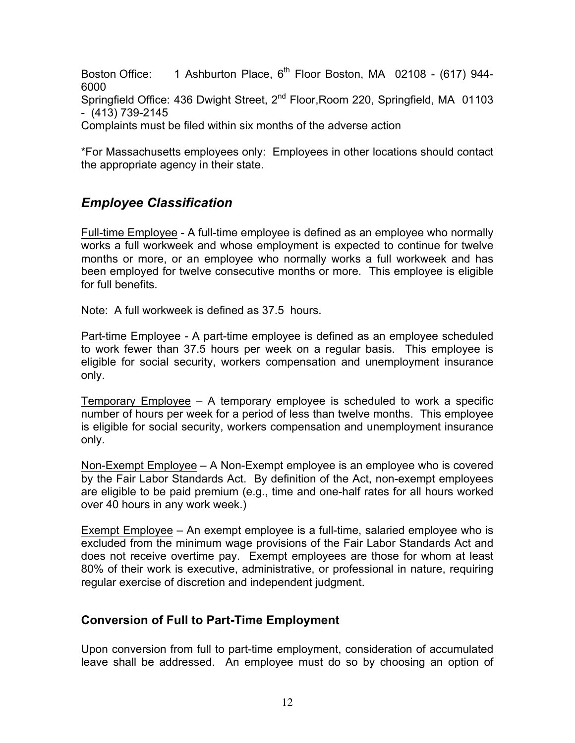Boston Office: 1 Ashburton Place, 6th Floor Boston, MA 02108 - (617) 944-6000
Springfield Office: 436 Dwight Street, 2nd Floor,Room 220, Springfield, MA 01103 - (413) 739-2145
Complaints must be filed within six months of the adverse action

*For Massachusetts employees only: Employees in other locations should contact the appropriate agency in their state.

## *Employee Classification*

Full-time Employee - A full-time employee is defined as an employee who normally works a full workweek and whose employment is expected to continue for twelve months or more, or an employee who normally works a full workweek and has been employed for twelve consecutive months or more. This employee is eligible for full benefits.

Note: A full workweek is defined as 37.5 hours.

Part-time Employee - A part-time employee is defined as an employee scheduled to work fewer than 37.5 hours per week on a regular basis. This employee is eligible for social security, workers compensation and unemployment insurance only.

Temporary Employee – A temporary employee is scheduled to work a specific number of hours per week for a period of less than twelve months. This employee is eligible for social security, workers compensation and unemployment insurance only.

Non-Exempt Employee – A Non-Exempt employee is an employee who is covered by the Fair Labor Standards Act. By definition of the Act, non-exempt employees are eligible to be paid premium (e.g., time and one-half rates for all hours worked over 40 hours in any work week.)

Exempt Employee – An exempt employee is a full-time, salaried employee who is excluded from the minimum wage provisions of the Fair Labor Standards Act and does not receive overtime pay. Exempt employees are those for whom at least 80% of their work is executive, administrative, or professional in nature, requiring regular exercise of discretion and independent judgment.

### Conversion of Full to Part-Time Employment

Upon conversion from full to part-time employment, consideration of accumulated leave shall be addressed. An employee must do so by choosing an option of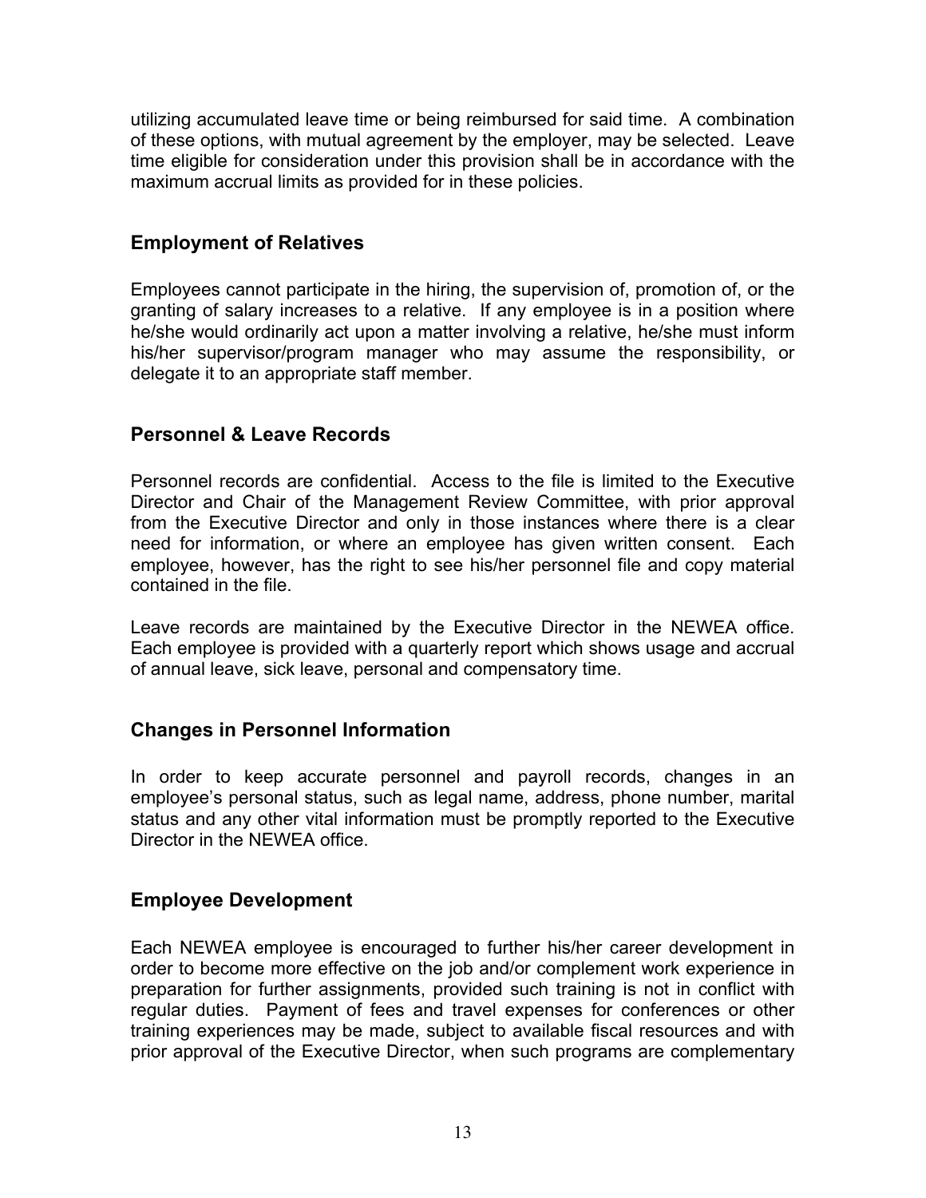utilizing accumulated leave time or being reimbursed for said time. A combination of these options, with mutual agreement by the employer, may be selected. Leave time eligible for consideration under this provision shall be in accordance with the maximum accrual limits as provided for in these policies.

## Employment of Relatives

Employees cannot participate in the hiring, the supervision of, promotion of, or the granting of salary increases to a relative. If any employee is in a position where he/she would ordinarily act upon a matter involving a relative, he/she must inform his/her supervisor/program manager who may assume the responsibility, or delegate it to an appropriate staff member.

## Personnel & Leave Records

Personnel records are confidential. Access to the file is limited to the Executive Director and Chair of the Management Review Committee, with prior approval from the Executive Director and only in those instances where there is a clear need for information, or where an employee has given written consent. Each employee, however, has the right to see his/her personnel file and copy material contained in the file.

Leave records are maintained by the Executive Director in the NEWEA office. Each employee is provided with a quarterly report which shows usage and accrual of annual leave, sick leave, personal and compensatory time.

## Changes in Personnel Information

In order to keep accurate personnel and payroll records, changes in an employee's personal status, such as legal name, address, phone number, marital status and any other vital information must be promptly reported to the Executive Director in the NEWEA office.

## Employee Development

Each NEWEA employee is encouraged to further his/her career development in order to become more effective on the job and/or complement work experience in preparation for further assignments, provided such training is not in conflict with regular duties. Payment of fees and travel expenses for conferences or other training experiences may be made, subject to available fiscal resources and with prior approval of the Executive Director, when such programs are complementary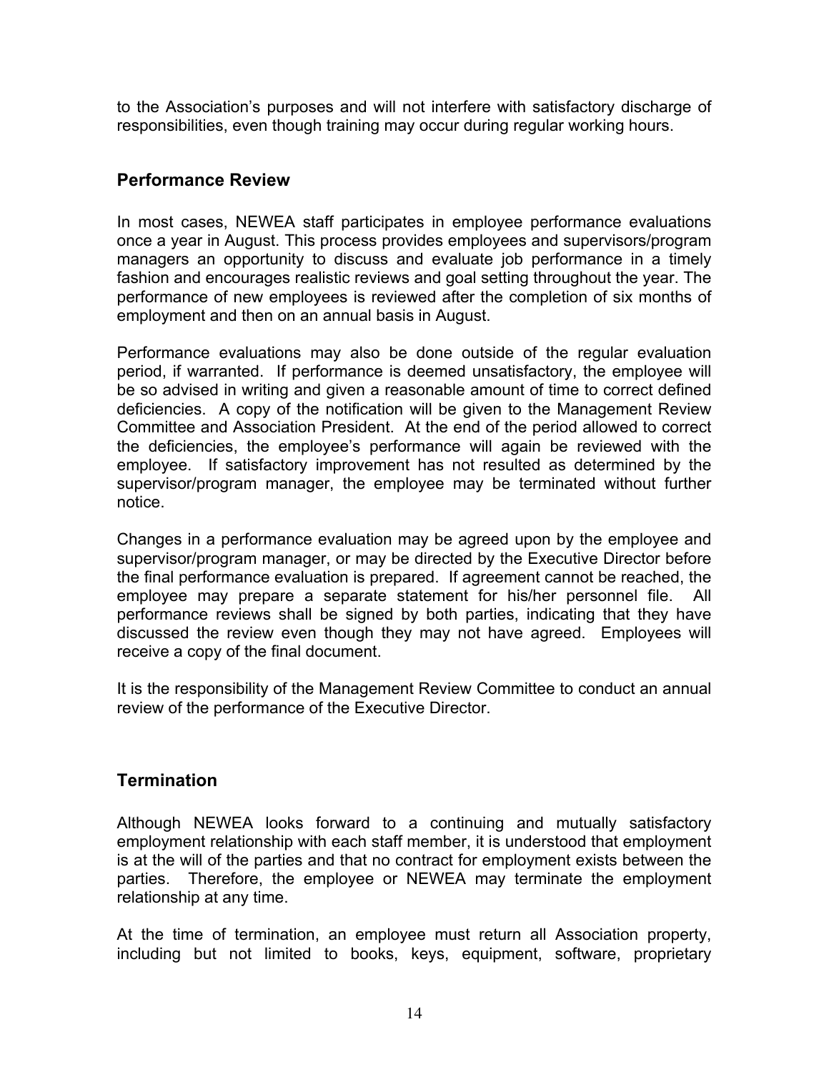to the Association's purposes and will not interfere with satisfactory discharge of responsibilities, even though training may occur during regular working hours.

## Performance Review

In most cases, NEWEA staff participates in employee performance evaluations once a year in August. This process provides employees and supervisors/program managers an opportunity to discuss and evaluate job performance in a timely fashion and encourages realistic reviews and goal setting throughout the year. The performance of new employees is reviewed after the completion of six months of employment and then on an annual basis in August.

Performance evaluations may also be done outside of the regular evaluation period, if warranted. If performance is deemed unsatisfactory, the employee will be so advised in writing and given a reasonable amount of time to correct defined deficiencies. A copy of the notification will be given to the Management Review Committee and Association President. At the end of the period allowed to correct the deficiencies, the employee's performance will again be reviewed with the employee. If satisfactory improvement has not resulted as determined by the supervisor/program manager, the employee may be terminated without further notice.

Changes in a performance evaluation may be agreed upon by the employee and supervisor/program manager, or may be directed by the Executive Director before the final performance evaluation is prepared. If agreement cannot be reached, the employee may prepare a separate statement for his/her personnel file. All performance reviews shall be signed by both parties, indicating that they have discussed the review even though they may not have agreed. Employees will receive a copy of the final document.

It is the responsibility of the Management Review Committee to conduct an annual review of the performance of the Executive Director.

## Termination

Although NEWEA looks forward to a continuing and mutually satisfactory employment relationship with each staff member, it is understood that employment is at the will of the parties and that no contract for employment exists between the parties. Therefore, the employee or NEWEA may terminate the employment relationship at any time.

At the time of termination, an employee must return all Association property, including but not limited to books, keys, equipment, software, proprietary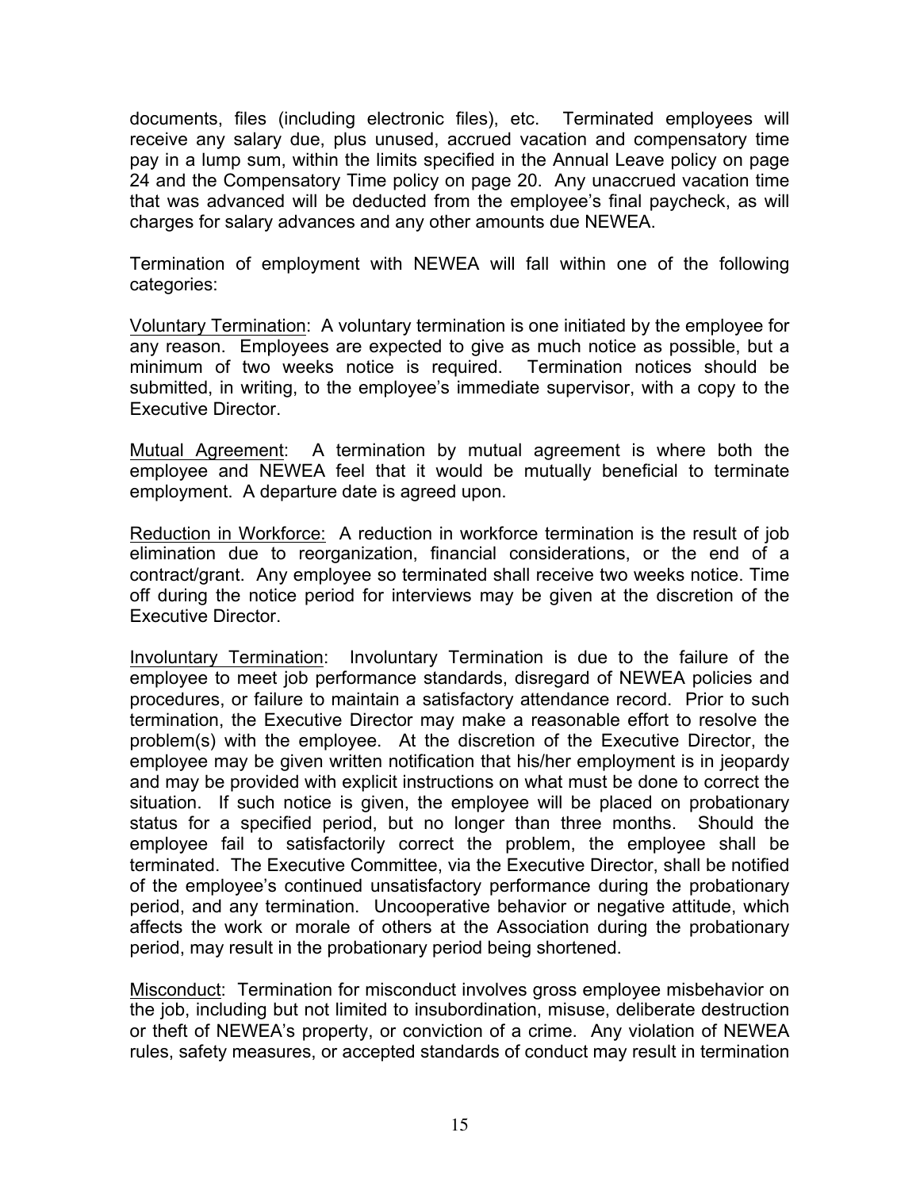documents, files (including electronic files), etc. Terminated employees will receive any salary due, plus unused, accrued vacation and compensatory time pay in a lump sum, within the limits specified in the Annual Leave policy on page 24 and the Compensatory Time policy on page 20. Any unaccrued vacation time that was advanced will be deducted from the employee's final paycheck, as will charges for salary advances and any other amounts due NEWEA.

Termination of employment with NEWEA will fall within one of the following categories:

<u>Voluntary Termination</u>: A voluntary termination is one initiated by the employee for any reason. Employees are expected to give as much notice as possible, but a minimum of two weeks notice is required. Termination notices should be submitted, in writing, to the employee's immediate supervisor, with a copy to the Executive Director.

<u>Mutual Agreement</u>: A termination by mutual agreement is where both the employee and NEWEA feel that it would be mutually beneficial to terminate employment. A departure date is agreed upon.

<u>Reduction in Workforce:</u> A reduction in workforce termination is the result of job elimination due to reorganization, financial considerations, or the end of a contract/grant. Any employee so terminated shall receive two weeks notice. Time off during the notice period for interviews may be given at the discretion of the Executive Director.

<u>Involuntary Termination</u>: Involuntary Termination is due to the failure of the employee to meet job performance standards, disregard of NEWEA policies and procedures, or failure to maintain a satisfactory attendance record. Prior to such termination, the Executive Director may make a reasonable effort to resolve the problem(s) with the employee. At the discretion of the Executive Director, the employee may be given written notification that his/her employment is in jeopardy and may be provided with explicit instructions on what must be done to correct the situation. If such notice is given, the employee will be placed on probationary status for a specified period, but no longer than three months. Should the employee fail to satisfactorily correct the problem, the employee shall be terminated. The Executive Committee, via the Executive Director, shall be notified of the employee's continued unsatisfactory performance during the probationary period, and any termination. Uncooperative behavior or negative attitude, which affects the work or morale of others at the Association during the probationary period, may result in the probationary period being shortened.

<u>Misconduct</u>: Termination for misconduct involves gross employee misbehavior on the job, including but not limited to insubordination, misuse, deliberate destruction or theft of NEWEA's property, or conviction of a crime. Any violation of NEWEA rules, safety measures, or accepted standards of conduct may result in termination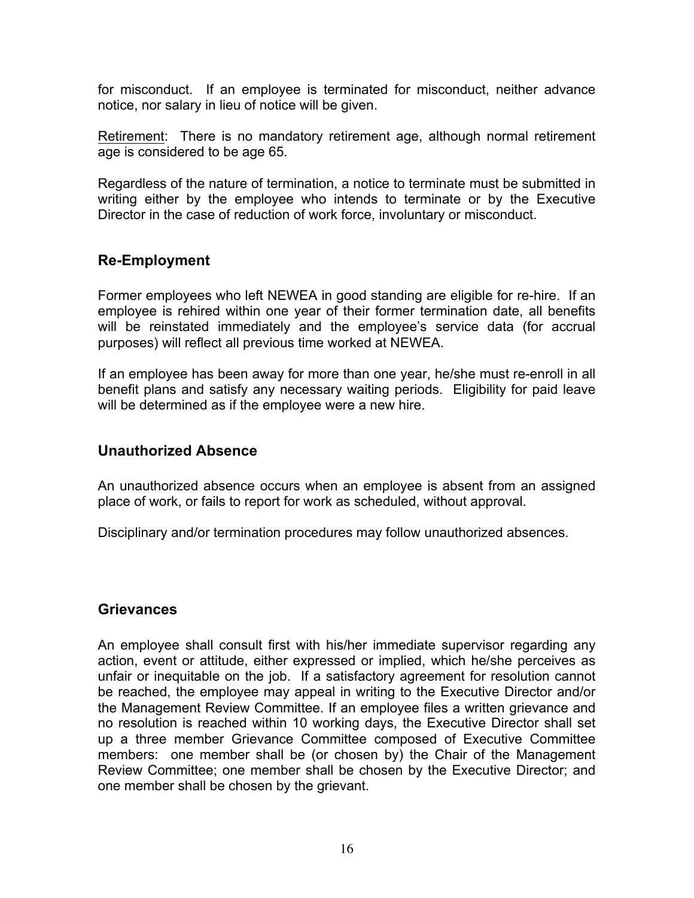for misconduct. If an employee is terminated for misconduct, neither advance notice, nor salary in lieu of notice will be given.

Retirement: There is no mandatory retirement age, although normal retirement age is considered to be age 65.

Regardless of the nature of termination, a notice to terminate must be submitted in writing either by the employee who intends to terminate or by the Executive Director in the case of reduction of work force, involuntary or misconduct.

## Re-Employment

Former employees who left NEWEA in good standing are eligible for re-hire. If an employee is rehired within one year of their former termination date, all benefits will be reinstated immediately and the employee's service data (for accrual purposes) will reflect all previous time worked at NEWEA.

If an employee has been away for more than one year, he/she must re-enroll in all benefit plans and satisfy any necessary waiting periods. Eligibility for paid leave will be determined as if the employee were a new hire.

## Unauthorized Absence

An unauthorized absence occurs when an employee is absent from an assigned place of work, or fails to report for work as scheduled, without approval.

Disciplinary and/or termination procedures may follow unauthorized absences.

## Grievances

An employee shall consult first with his/her immediate supervisor regarding any action, event or attitude, either expressed or implied, which he/she perceives as unfair or inequitable on the job. If a satisfactory agreement for resolution cannot be reached, the employee may appeal in writing to the Executive Director and/or the Management Review Committee. If an employee files a written grievance and no resolution is reached within 10 working days, the Executive Director shall set up a three member Grievance Committee composed of Executive Committee members: one member shall be (or chosen by) the Chair of the Management Review Committee; one member shall be chosen by the Executive Director; and one member shall be chosen by the grievant.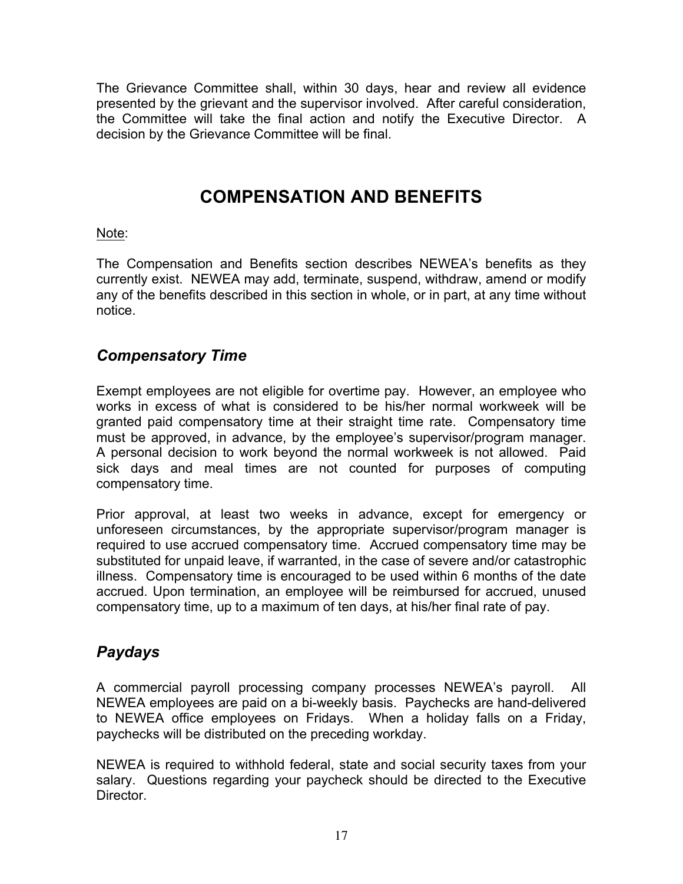The Grievance Committee shall, within 30 days, hear and review all evidence presented by the grievant and the supervisor involved. After careful consideration, the Committee will take the final action and notify the Executive Director. A decision by the Grievance Committee will be final.

# COMPENSATION AND BENEFITS

Note:

The Compensation and Benefits section describes NEWEA's benefits as they currently exist. NEWEA may add, terminate, suspend, withdraw, amend or modify any of the benefits described in this section in whole, or in part, at any time without notice.

## *Compensatory Time*

Exempt employees are not eligible for overtime pay. However, an employee who works in excess of what is considered to be his/her normal workweek will be granted paid compensatory time at their straight time rate. Compensatory time must be approved, in advance, by the employee's supervisor/program manager. A personal decision to work beyond the normal workweek is not allowed. Paid sick days and meal times are not counted for purposes of computing compensatory time.

Prior approval, at least two weeks in advance, except for emergency or unforeseen circumstances, by the appropriate supervisor/program manager is required to use accrued compensatory time. Accrued compensatory time may be substituted for unpaid leave, if warranted, in the case of severe and/or catastrophic illness. Compensatory time is encouraged to be used within 6 months of the date accrued. Upon termination, an employee will be reimbursed for accrued, unused compensatory time, up to a maximum of ten days, at his/her final rate of pay.

## *Paydays*

A commercial payroll processing company processes NEWEA's payroll. All NEWEA employees are paid on a bi-weekly basis. Paychecks are hand-delivered to NEWEA office employees on Fridays. When a holiday falls on a Friday, paychecks will be distributed on the preceding workday.

NEWEA is required to withhold federal, state and social security taxes from your salary. Questions regarding your paycheck should be directed to the Executive Director.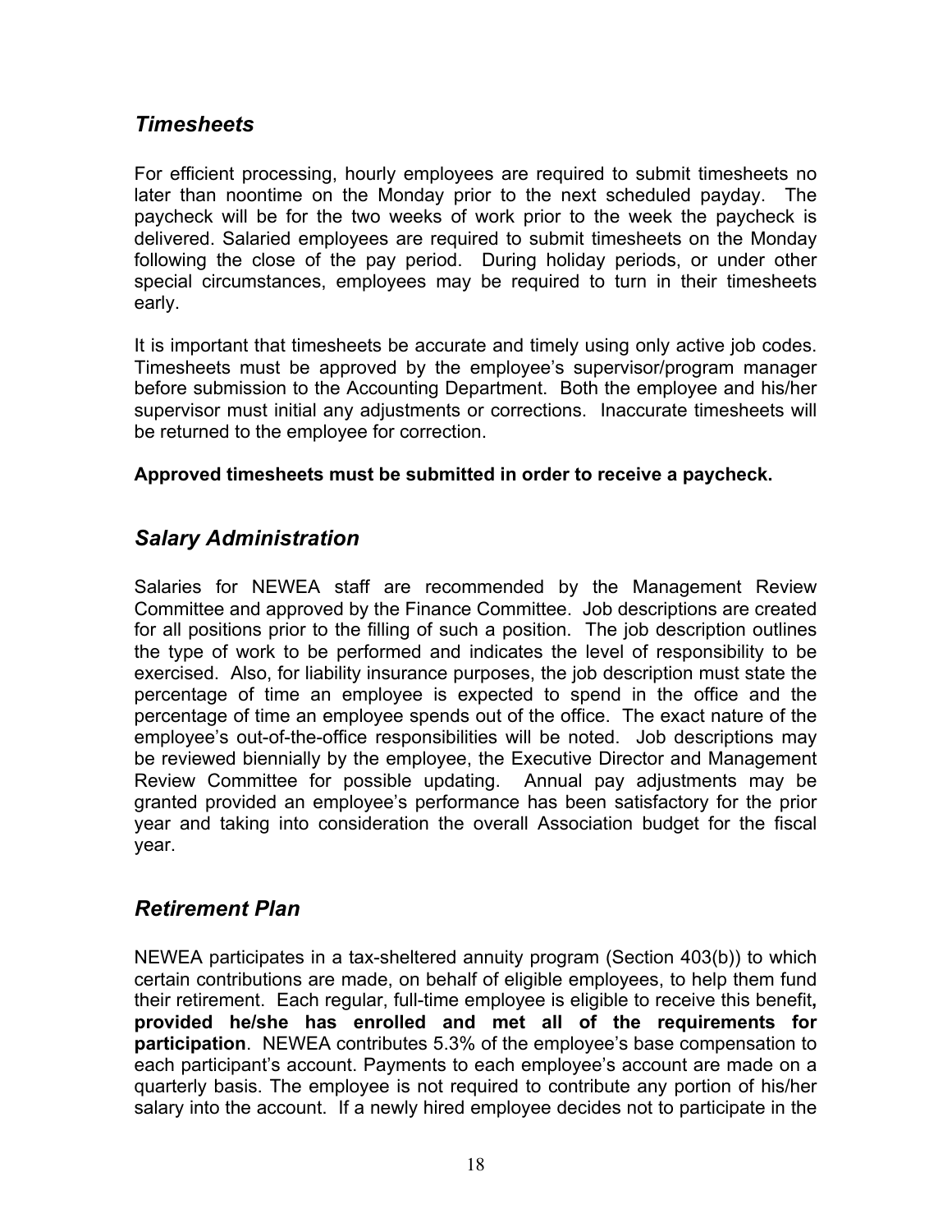## *Timesheets*

For efficient processing, hourly employees are required to submit timesheets no later than noontime on the Monday prior to the next scheduled payday. The paycheck will be for the two weeks of work prior to the week the paycheck is delivered. Salaried employees are required to submit timesheets on the Monday following the close of the pay period. During holiday periods, or under other special circumstances, employees may be required to turn in their timesheets early.

It is important that timesheets be accurate and timely using only active job codes. Timesheets must be approved by the employee's supervisor/program manager before submission to the Accounting Department. Both the employee and his/her supervisor must initial any adjustments or corrections. Inaccurate timesheets will be returned to the employee for correction.

**Approved timesheets must be submitted in order to receive a paycheck.**

## *Salary Administration*

Salaries for NEWEA staff are recommended by the Management Review Committee and approved by the Finance Committee. Job descriptions are created for all positions prior to the filling of such a position. The job description outlines the type of work to be performed and indicates the level of responsibility to be exercised. Also, for liability insurance purposes, the job description must state the percentage of time an employee is expected to spend in the office and the percentage of time an employee spends out of the office. The exact nature of the employee's out-of-the-office responsibilities will be noted. Job descriptions may be reviewed biennially by the employee, the Executive Director and Management Review Committee for possible updating. Annual pay adjustments may be granted provided an employee's performance has been satisfactory for the prior year and taking into consideration the overall Association budget for the fiscal year.

## *Retirement Plan*

NEWEA participates in a tax-sheltered annuity program (Section 403(b)) to which certain contributions are made, on behalf of eligible employees, to help them fund their retirement. Each regular, full-time employee is eligible to receive this benefit**, provided he/she has enrolled and met all of the requirements for participation**. NEWEA contributes 5.3% of the employee's base compensation to each participant's account. Payments to each employee's account are made on a quarterly basis. The employee is not required to contribute any portion of his/her salary into the account. If a newly hired employee decides not to participate in the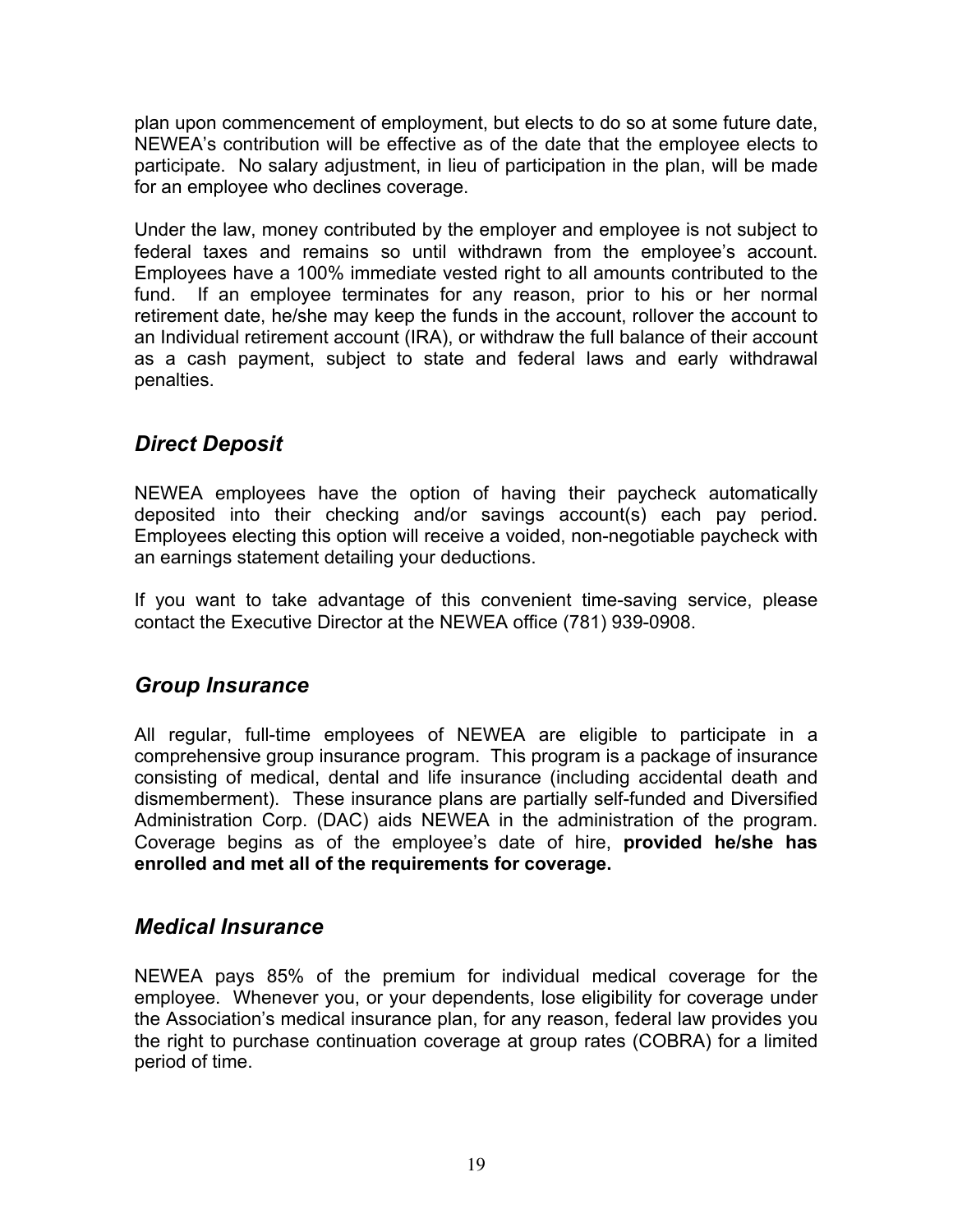plan upon commencement of employment, but elects to do so at some future date, NEWEA's contribution will be effective as of the date that the employee elects to participate. No salary adjustment, in lieu of participation in the plan, will be made for an employee who declines coverage.

Under the law, money contributed by the employer and employee is not subject to federal taxes and remains so until withdrawn from the employee's account. Employees have a 100% immediate vested right to all amounts contributed to the fund. If an employee terminates for any reason, prior to his or her normal retirement date, he/she may keep the funds in the account, rollover the account to an Individual retirement account (IRA), or withdraw the full balance of their account as a cash payment, subject to state and federal laws and early withdrawal penalties.

## *Direct Deposit*

NEWEA employees have the option of having their paycheck automatically deposited into their checking and/or savings account(s) each pay period. Employees electing this option will receive a voided, non-negotiable paycheck with an earnings statement detailing your deductions.

If you want to take advantage of this convenient time-saving service, please contact the Executive Director at the NEWEA office (781) 939-0908.

## *Group Insurance*

All regular, full-time employees of NEWEA are eligible to participate in a comprehensive group insurance program. This program is a package of insurance consisting of medical, dental and life insurance (including accidental death and dismemberment). These insurance plans are partially self-funded and Diversified Administration Corp. (DAC) aids NEWEA in the administration of the program. Coverage begins as of the employee's date of hire, **provided he/she has enrolled and met all of the requirements for coverage.**

## *Medical Insurance*

NEWEA pays 85% of the premium for individual medical coverage for the employee. Whenever you, or your dependents, lose eligibility for coverage under the Association's medical insurance plan, for any reason, federal law provides you the right to purchase continuation coverage at group rates (COBRA) for a limited period of time.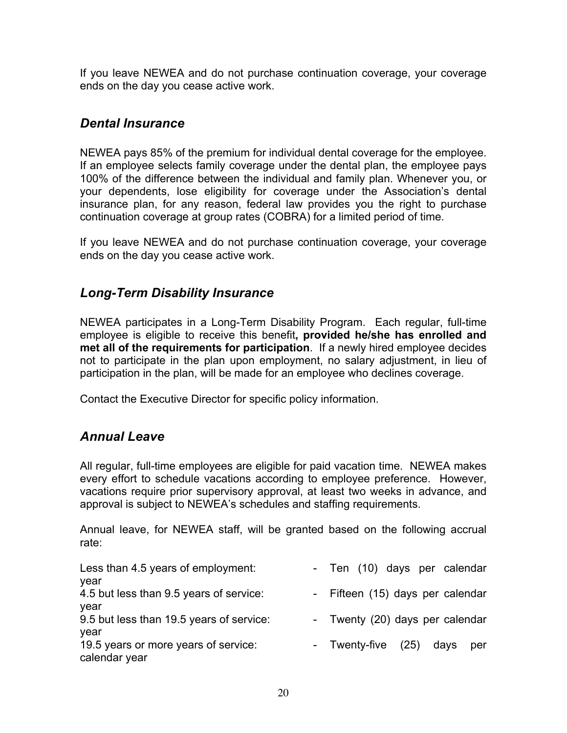If you leave NEWEA and do not purchase continuation coverage, your coverage ends on the day you cease active work.

## *Dental Insurance*

NEWEA pays 85% of the premium for individual dental coverage for the employee. If an employee selects family coverage under the dental plan, the employee pays 100% of the difference between the individual and family plan. Whenever you, or your dependents, lose eligibility for coverage under the Association's dental insurance plan, for any reason, federal law provides you the right to purchase continuation coverage at group rates (COBRA) for a limited period of time.

If you leave NEWEA and do not purchase continuation coverage, your coverage ends on the day you cease active work.

## *Long-Term Disability Insurance*

NEWEA participates in a Long-Term Disability Program. Each regular, full-time employee is eligible to receive this benefit**, provided he/she has enrolled and met all of the requirements for participation**. If a newly hired employee decides not to participate in the plan upon employment, no salary adjustment, in lieu of participation in the plan, will be made for an employee who declines coverage.

Contact the Executive Director for specific policy information.

## *Annual Leave*

All regular, full-time employees are eligible for paid vacation time. NEWEA makes every effort to schedule vacations according to employee preference. However, vacations require prior supervisory approval, at least two weeks in advance, and approval is subject to NEWEA's schedules and staffing requirements.

Annual leave, for NEWEA staff, will be granted based on the following accrual rate:

| | |
|---|---|
| Less than 4.5 years of employment: | - Ten (10) days per calendar year |
| 4.5 but less than 9.5 years of service: | - Fifteen (15) days per calendar year |
| 9.5 but less than 19.5 years of service: | - Twenty (20) days per calendar year |
| 19.5 years or more years of service: | - Twenty-five (25) days per calendar year |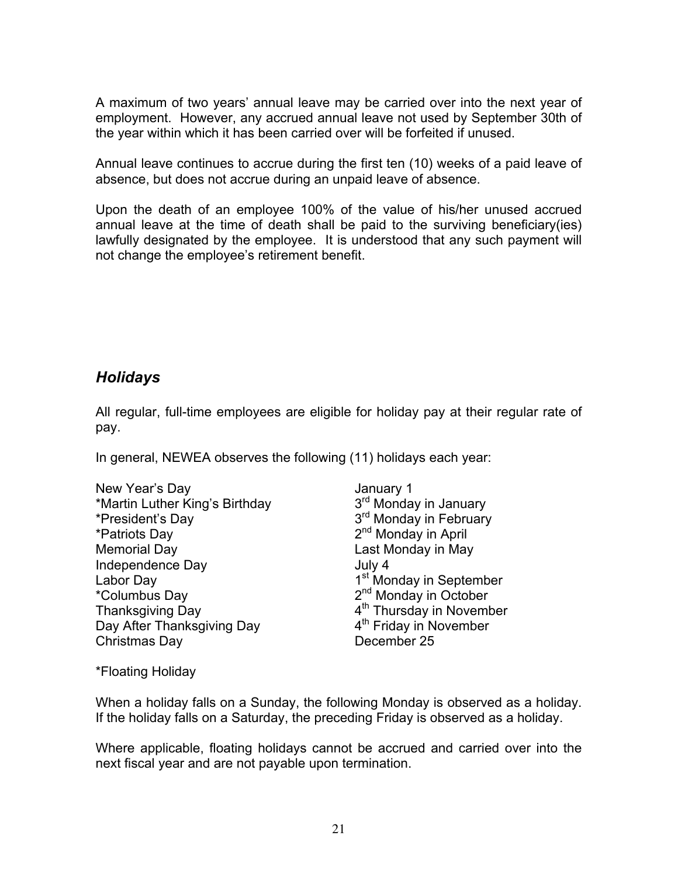A maximum of two years' annual leave may be carried over into the next year of employment. However, any accrued annual leave not used by September 30th of the year within which it has been carried over will be forfeited if unused.

Annual leave continues to accrue during the first ten (10) weeks of a paid leave of absence, but does not accrue during an unpaid leave of absence.

Upon the death of an employee 100% of the value of his/her unused accrued annual leave at the time of death shall be paid to the surviving beneficiary(ies) lawfully designated by the employee. It is understood that any such payment will not change the employee's retirement benefit.

## *Holidays*

All regular, full-time employees are eligible for holiday pay at their regular rate of pay.

In general, NEWEA observes the following (11) holidays each year:

| | |
|---|---|
| New Year's Day | January 1 |
| *Martin Luther King's Birthday | 3rd Monday in January |
| *President's Day | 3rd Monday in February |
| *Patriots Day | 2nd Monday in April |
| Memorial Day | Last Monday in May |
| Independence Day | July 4 |
| Labor Day | 1st Monday in September |
| *Columbus Day | 2nd Monday in October |
| Thanksgiving Day | 4th Thursday in November |
| Day After Thanksgiving Day | 4th Friday in November |
| Christmas Day | December 25 |

*Floating Holiday

When a holiday falls on a Sunday, the following Monday is observed as a holiday. If the holiday falls on a Saturday, the preceding Friday is observed as a holiday.

Where applicable, floating holidays cannot be accrued and carried over into the next fiscal year and are not payable upon termination.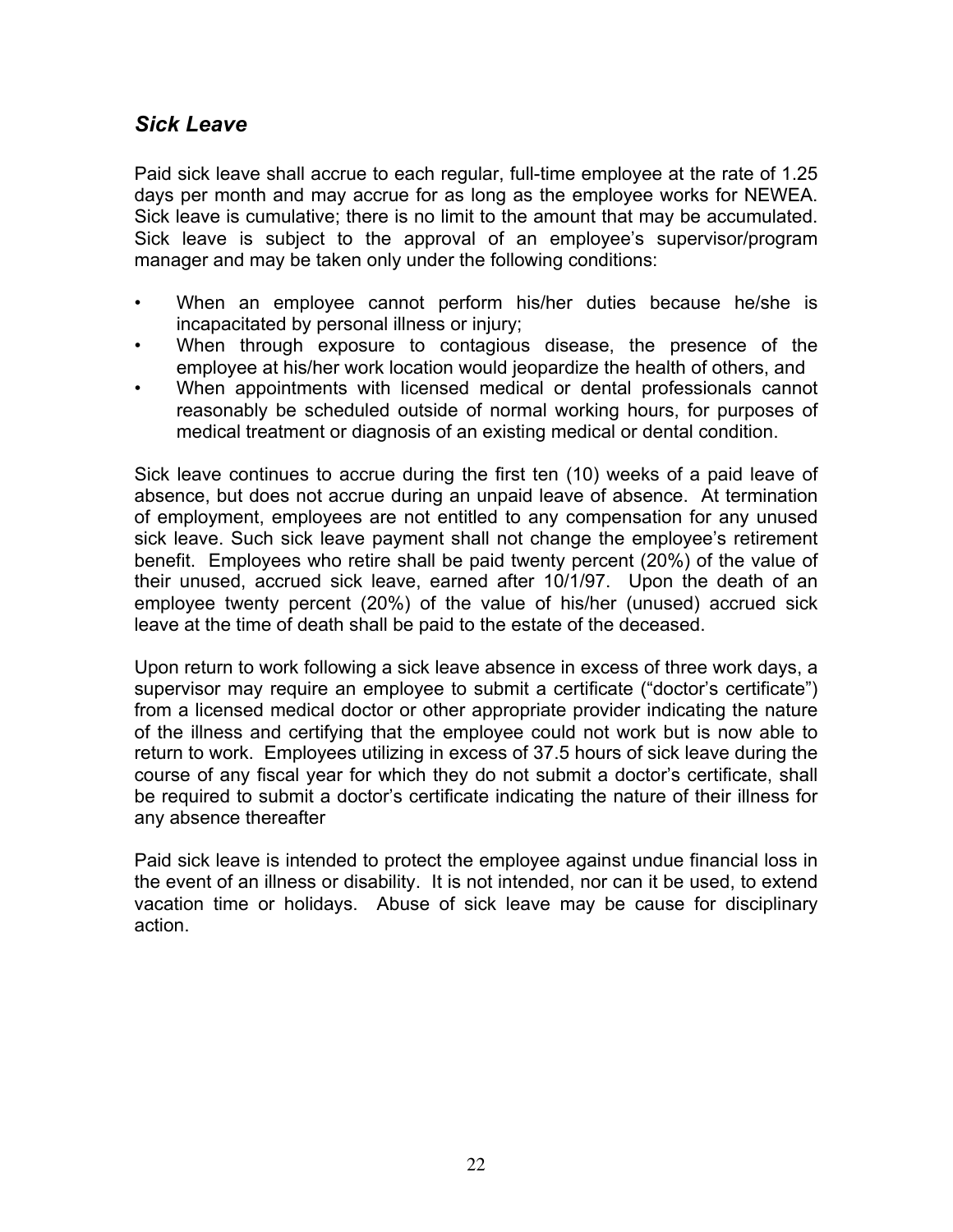## *Sick Leave*

Paid sick leave shall accrue to each regular, full-time employee at the rate of 1.25 days per month and may accrue for as long as the employee works for NEWEA. Sick leave is cumulative; there is no limit to the amount that may be accumulated. Sick leave is subject to the approval of an employee's supervisor/program manager and may be taken only under the following conditions:

- When an employee cannot perform his/her duties because he/she is incapacitated by personal illness or injury;
- When through exposure to contagious disease, the presence of the employee at his/her work location would jeopardize the health of others, and
- When appointments with licensed medical or dental professionals cannot reasonably be scheduled outside of normal working hours, for purposes of medical treatment or diagnosis of an existing medical or dental condition.

Sick leave continues to accrue during the first ten (10) weeks of a paid leave of absence, but does not accrue during an unpaid leave of absence. At termination of employment, employees are not entitled to any compensation for any unused sick leave. Such sick leave payment shall not change the employee's retirement benefit. Employees who retire shall be paid twenty percent (20%) of the value of their unused, accrued sick leave, earned after 10/1/97. Upon the death of an employee twenty percent (20%) of the value of his/her (unused) accrued sick leave at the time of death shall be paid to the estate of the deceased.

Upon return to work following a sick leave absence in excess of three work days, a supervisor may require an employee to submit a certificate ("doctor's certificate") from a licensed medical doctor or other appropriate provider indicating the nature of the illness and certifying that the employee could not work but is now able to return to work. Employees utilizing in excess of 37.5 hours of sick leave during the course of any fiscal year for which they do not submit a doctor's certificate, shall be required to submit a doctor's certificate indicating the nature of their illness for any absence thereafter

Paid sick leave is intended to protect the employee against undue financial loss in the event of an illness or disability. It is not intended, nor can it be used, to extend vacation time or holidays. Abuse of sick leave may be cause for disciplinary action.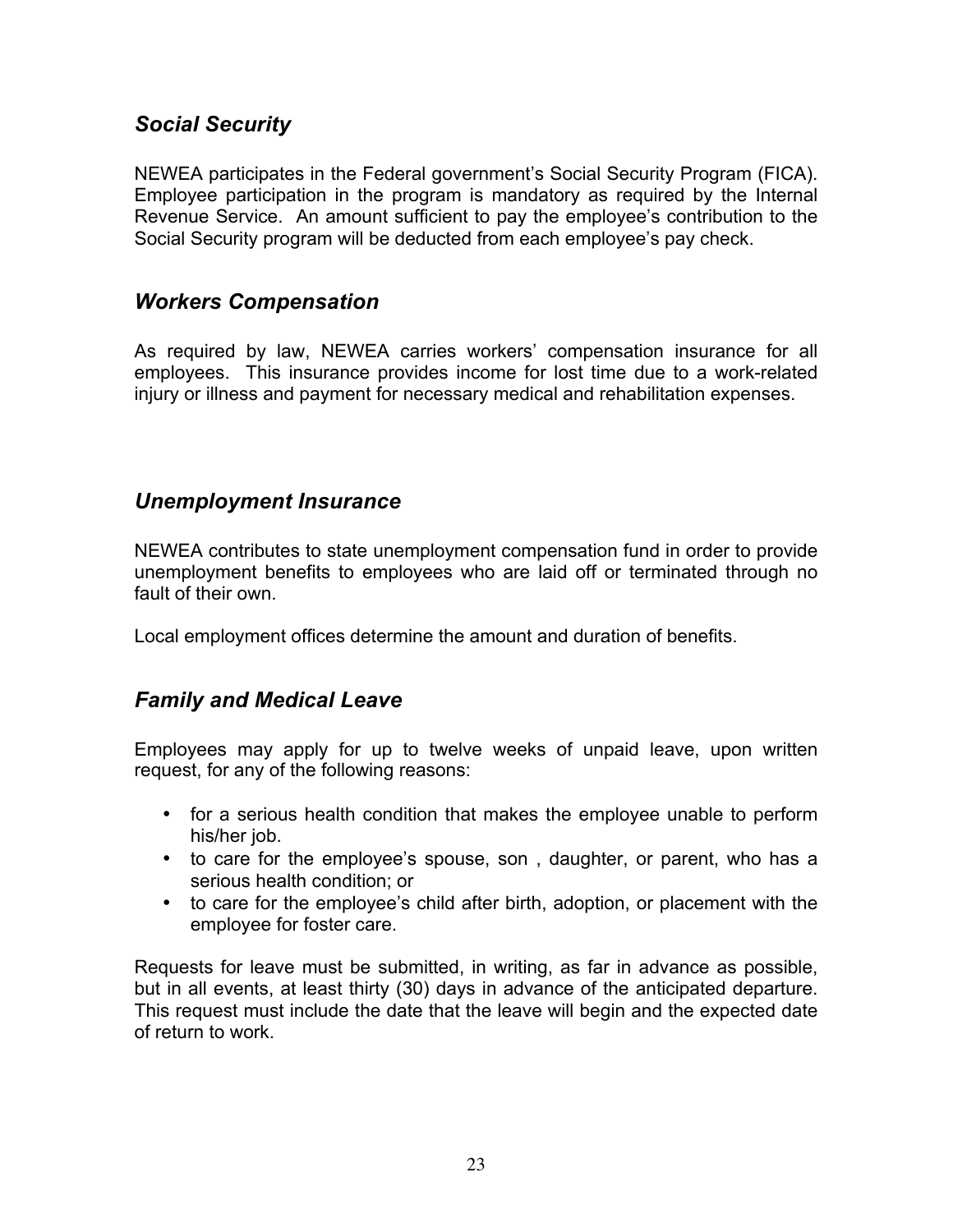### *Social Security*

NEWEA participates in the Federal government's Social Security Program (FICA). Employee participation in the program is mandatory as required by the Internal Revenue Service. An amount sufficient to pay the employee's contribution to the Social Security program will be deducted from each employee's pay check.

### *Workers Compensation*

As required by law, NEWEA carries workers' compensation insurance for all employees. This insurance provides income for lost time due to a work-related injury or illness and payment for necessary medical and rehabilitation expenses.

### *Unemployment Insurance*

NEWEA contributes to state unemployment compensation fund in order to provide unemployment benefits to employees who are laid off or terminated through no fault of their own.

Local employment offices determine the amount and duration of benefits.

### *Family and Medical Leave*

Employees may apply for up to twelve weeks of unpaid leave, upon written request, for any of the following reasons:

- for a serious health condition that makes the employee unable to perform his/her job.
- to care for the employee's spouse, son , daughter, or parent, who has a serious health condition; or
- to care for the employee's child after birth, adoption, or placement with the employee for foster care.

Requests for leave must be submitted, in writing, as far in advance as possible, but in all events, at least thirty (30) days in advance of the anticipated departure. This request must include the date that the leave will begin and the expected date of return to work.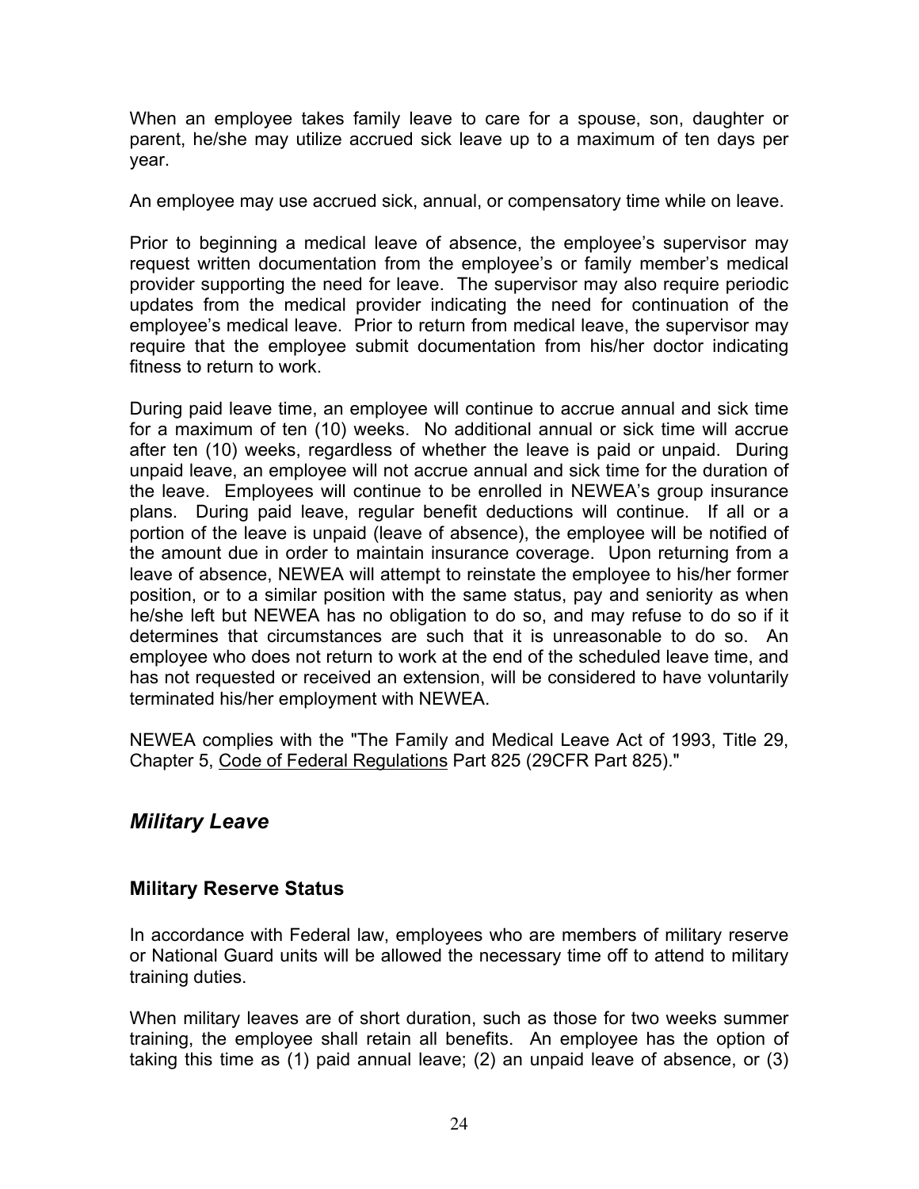When an employee takes family leave to care for a spouse, son, daughter or parent, he/she may utilize accrued sick leave up to a maximum of ten days per year.

An employee may use accrued sick, annual, or compensatory time while on leave.

Prior to beginning a medical leave of absence, the employee's supervisor may request written documentation from the employee's or family member's medical provider supporting the need for leave. The supervisor may also require periodic updates from the medical provider indicating the need for continuation of the employee's medical leave. Prior to return from medical leave, the supervisor may require that the employee submit documentation from his/her doctor indicating fitness to return to work.

During paid leave time, an employee will continue to accrue annual and sick time for a maximum of ten (10) weeks. No additional annual or sick time will accrue after ten (10) weeks, regardless of whether the leave is paid or unpaid. During unpaid leave, an employee will not accrue annual and sick time for the duration of the leave. Employees will continue to be enrolled in NEWEA's group insurance plans. During paid leave, regular benefit deductions will continue. If all or a portion of the leave is unpaid (leave of absence), the employee will be notified of the amount due in order to maintain insurance coverage. Upon returning from a leave of absence, NEWEA will attempt to reinstate the employee to his/her former position, or to a similar position with the same status, pay and seniority as when he/she left but NEWEA has no obligation to do so, and may refuse to do so if it determines that circumstances are such that it is unreasonable to do so. An employee who does not return to work at the end of the scheduled leave time, and has not requested or received an extension, will be considered to have voluntarily terminated his/her employment with NEWEA.

NEWEA complies with the "The Family and Medical Leave Act of 1993, Title 29, Chapter 5, Code of Federal Regulations Part 825 (29CFR Part 825)."

## *Military Leave*

### Military Reserve Status

In accordance with Federal law, employees who are members of military reserve or National Guard units will be allowed the necessary time off to attend to military training duties.

When military leaves are of short duration, such as those for two weeks summer training, the employee shall retain all benefits. An employee has the option of taking this time as (1) paid annual leave; (2) an unpaid leave of absence, or (3)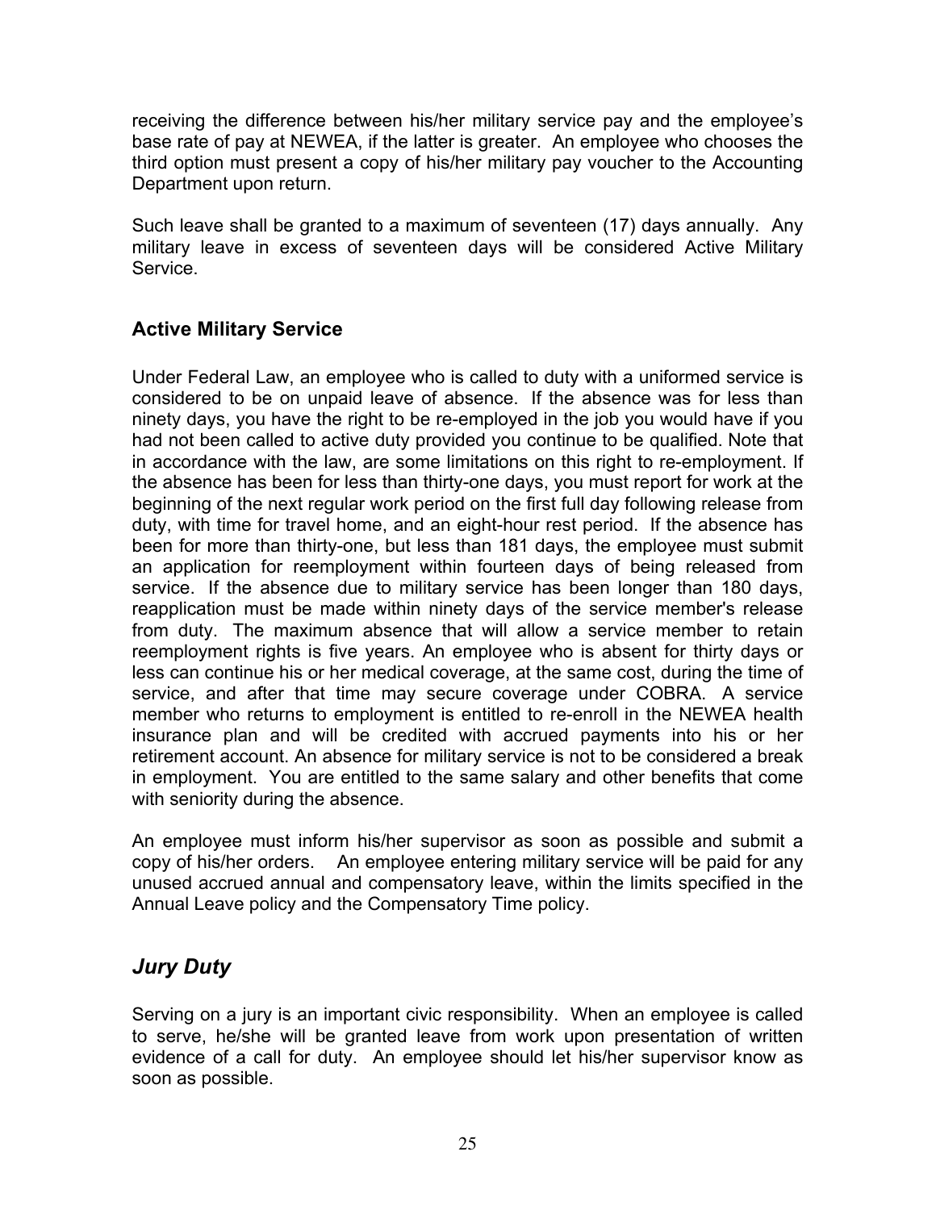receiving the difference between his/her military service pay and the employee's base rate of pay at NEWEA, if the latter is greater. An employee who chooses the third option must present a copy of his/her military pay voucher to the Accounting Department upon return.

Such leave shall be granted to a maximum of seventeen (17) days annually. Any military leave in excess of seventeen days will be considered Active Military Service.

### Active Military Service

Under Federal Law, an employee who is called to duty with a uniformed service is considered to be on unpaid leave of absence. If the absence was for less than ninety days, you have the right to be re-employed in the job you would have if you had not been called to active duty provided you continue to be qualified. Note that in accordance with the law, are some limitations on this right to re-employment. If the absence has been for less than thirty-one days, you must report for work at the beginning of the next regular work period on the first full day following release from duty, with time for travel home, and an eight-hour rest period. If the absence has been for more than thirty-one, but less than 181 days, the employee must submit an application for reemployment within fourteen days of being released from service. If the absence due to military service has been longer than 180 days, reapplication must be made within ninety days of the service member's release from duty. The maximum absence that will allow a service member to retain reemployment rights is five years. An employee who is absent for thirty days or less can continue his or her medical coverage, at the same cost, during the time of service, and after that time may secure coverage under COBRA. A service member who returns to employment is entitled to re-enroll in the NEWEA health insurance plan and will be credited with accrued payments into his or her retirement account. An absence for military service is not to be considered a break in employment. You are entitled to the same salary and other benefits that come with seniority during the absence.

An employee must inform his/her supervisor as soon as possible and submit a copy of his/her orders. An employee entering military service will be paid for any unused accrued annual and compensatory leave, within the limits specified in the Annual Leave policy and the Compensatory Time policy.

## *Jury Duty*

Serving on a jury is an important civic responsibility. When an employee is called to serve, he/she will be granted leave from work upon presentation of written evidence of a call for duty. An employee should let his/her supervisor know as soon as possible.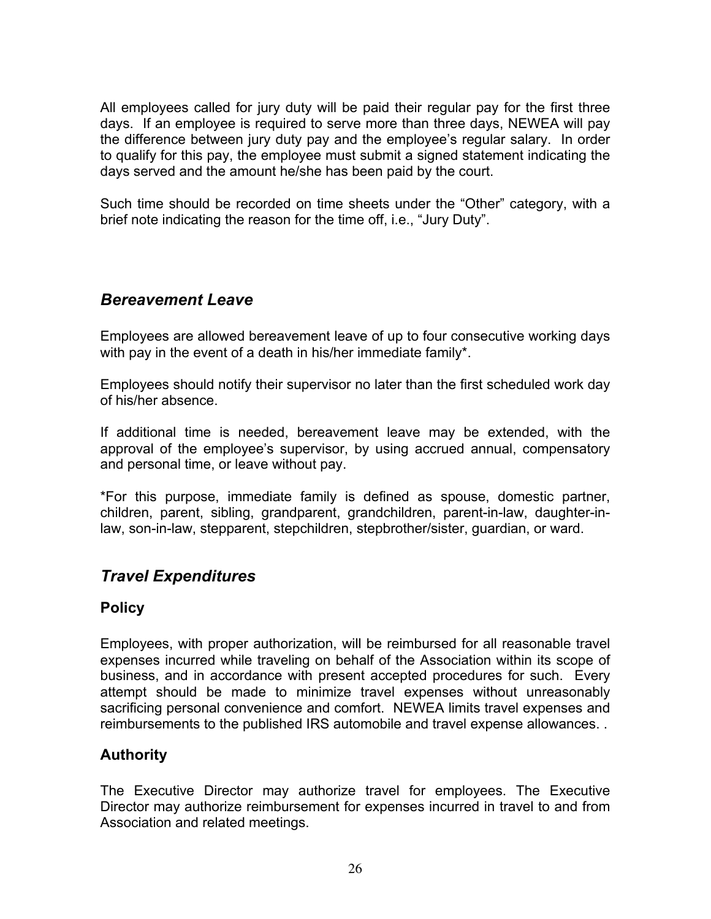All employees called for jury duty will be paid their regular pay for the first three days. If an employee is required to serve more than three days, NEWEA will pay the difference between jury duty pay and the employee's regular salary. In order to qualify for this pay, the employee must submit a signed statement indicating the days served and the amount he/she has been paid by the court.

Such time should be recorded on time sheets under the "Other" category, with a brief note indicating the reason for the time off, i.e., "Jury Duty".

## *Bereavement Leave*

Employees are allowed bereavement leave of up to four consecutive working days with pay in the event of a death in his/her immediate family*.

Employees should notify their supervisor no later than the first scheduled work day of his/her absence.

If additional time is needed, bereavement leave may be extended, with the approval of the employee's supervisor, by using accrued annual, compensatory and personal time, or leave without pay.

*For this purpose, immediate family is defined as spouse, domestic partner, children, parent, sibling, grandparent, grandchildren, parent-in-law, daughter-in-law, son-in-law, stepparent, stepchildren, stepbrother/sister, guardian, or ward.

## *Travel Expenditures*

### Policy

Employees, with proper authorization, will be reimbursed for all reasonable travel expenses incurred while traveling on behalf of the Association within its scope of business, and in accordance with present accepted procedures for such. Every attempt should be made to minimize travel expenses without unreasonably sacrificing personal convenience and comfort. NEWEA limits travel expenses and reimbursements to the published IRS automobile and travel expense allowances. .

### Authority

The Executive Director may authorize travel for employees. The Executive Director may authorize reimbursement for expenses incurred in travel to and from Association and related meetings.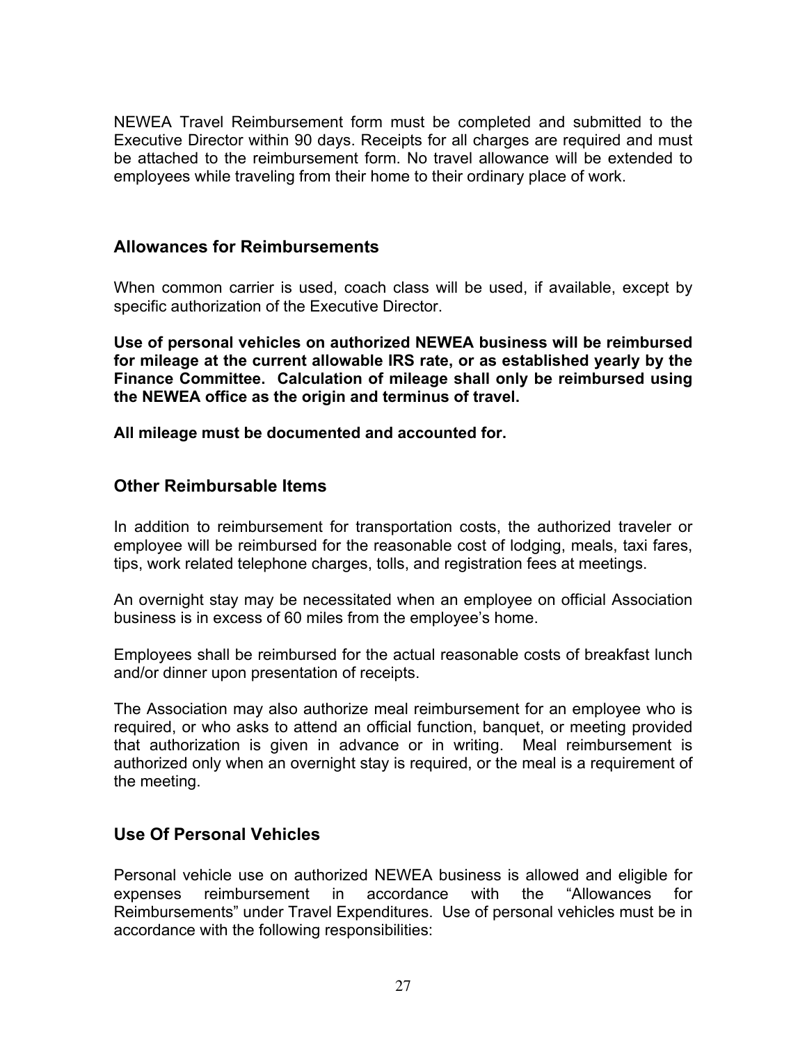NEWEA Travel Reimbursement form must be completed and submitted to the Executive Director within 90 days. Receipts for all charges are required and must be attached to the reimbursement form. No travel allowance will be extended to employees while traveling from their home to their ordinary place of work.

## Allowances for Reimbursements

When common carrier is used, coach class will be used, if available, except by specific authorization of the Executive Director.

**Use of personal vehicles on authorized NEWEA business will be reimbursed for mileage at the current allowable IRS rate, or as established yearly by the Finance Committee. Calculation of mileage shall only be reimbursed using the NEWEA office as the origin and terminus of travel.**

**All mileage must be documented and accounted for.**

## Other Reimbursable Items

In addition to reimbursement for transportation costs, the authorized traveler or employee will be reimbursed for the reasonable cost of lodging, meals, taxi fares, tips, work related telephone charges, tolls, and registration fees at meetings.

An overnight stay may be necessitated when an employee on official Association business is in excess of 60 miles from the employee's home.

Employees shall be reimbursed for the actual reasonable costs of breakfast lunch and/or dinner upon presentation of receipts.

The Association may also authorize meal reimbursement for an employee who is required, or who asks to attend an official function, banquet, or meeting provided that authorization is given in advance or in writing. Meal reimbursement is authorized only when an overnight stay is required, or the meal is a requirement of the meeting.

## Use Of Personal Vehicles

Personal vehicle use on authorized NEWEA business is allowed and eligible for expenses reimbursement in accordance with the "Allowances for Reimbursements" under Travel Expenditures. Use of personal vehicles must be in accordance with the following responsibilities: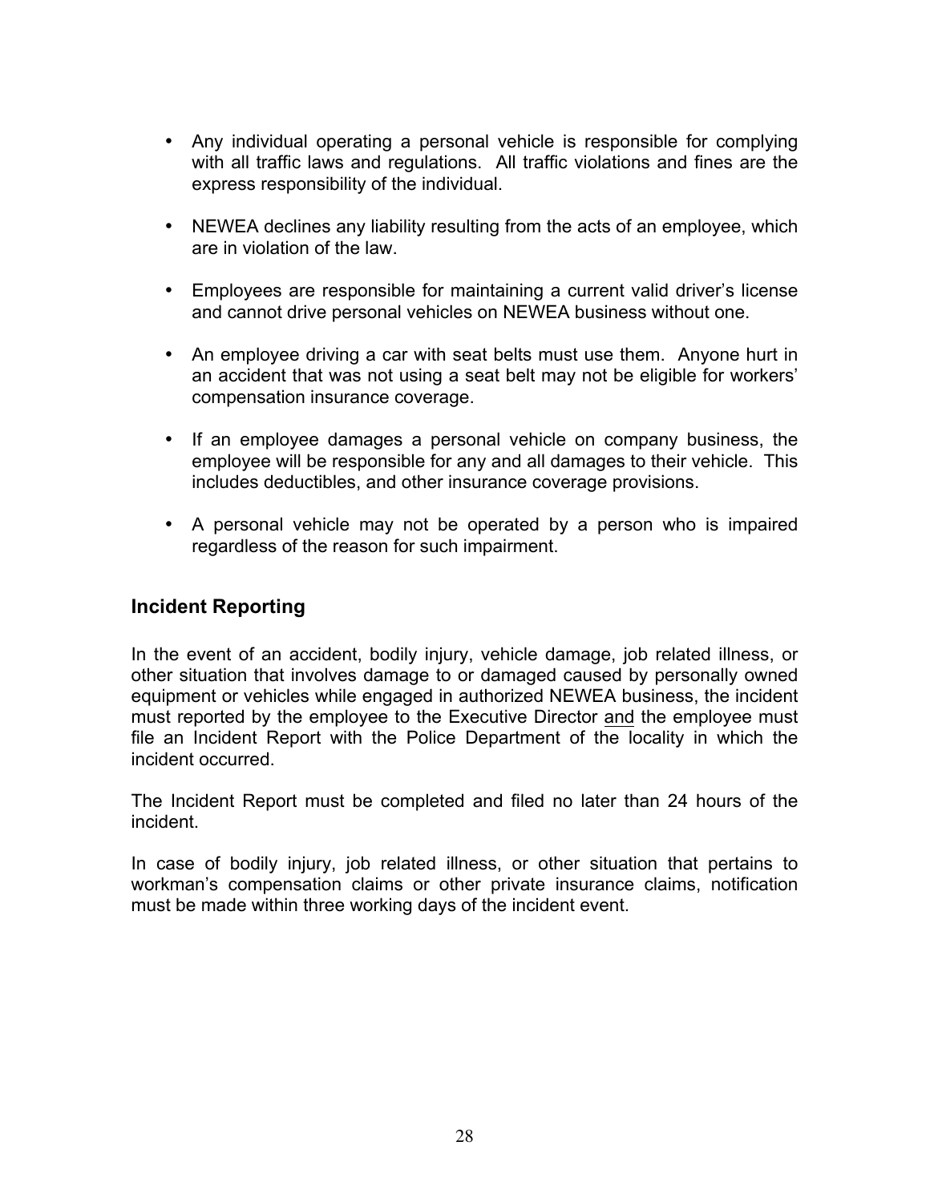- Any individual operating a personal vehicle is responsible for complying with all traffic laws and regulations. All traffic violations and fines are the express responsibility of the individual.

- NEWEA declines any liability resulting from the acts of an employee, which are in violation of the law.

- Employees are responsible for maintaining a current valid driver's license and cannot drive personal vehicles on NEWEA business without one.

- An employee driving a car with seat belts must use them. Anyone hurt in an accident that was not using a seat belt may not be eligible for workers' compensation insurance coverage.

- If an employee damages a personal vehicle on company business, the employee will be responsible for any and all damages to their vehicle. This includes deductibles, and other insurance coverage provisions.

- A personal vehicle may not be operated by a person who is impaired regardless of the reason for such impairment.

## Incident Reporting

In the event of an accident, bodily injury, vehicle damage, job related illness, or other situation that involves damage to or damaged caused by personally owned equipment or vehicles while engaged in authorized NEWEA business, the incident must reported by the employee to the Executive Director <u>and</u> the employee must file an Incident Report with the Police Department of the locality in which the incident occurred.

The Incident Report must be completed and filed no later than 24 hours of the incident.

In case of bodily injury, job related illness, or other situation that pertains to workman's compensation claims or other private insurance claims, notification must be made within three working days of the incident event.